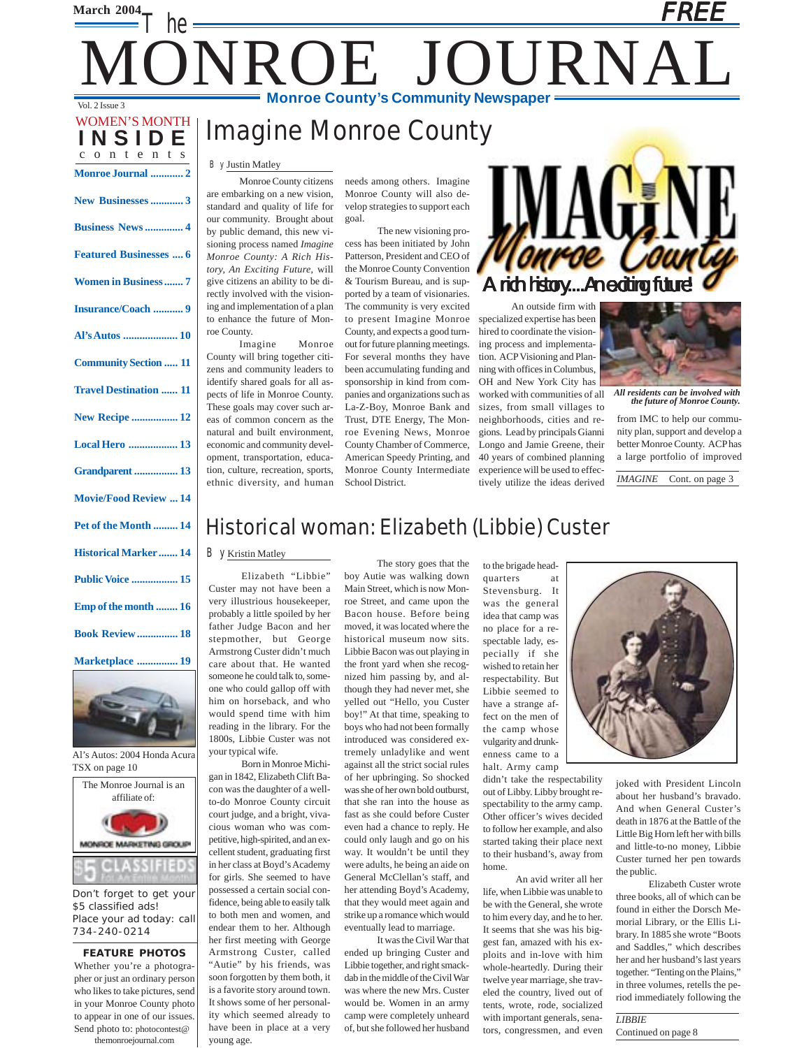March 2004

FREE

# The MONROE JOURNAL

Vol. 2 Issue 3

**Monroe County's Community Newspaper**

WOMEN'S MONTH

## INSIDE contents

- Monroe Journal ............ 2
- New Businesses ............ 3
- Business News .............. 4
- Featured Businesses .... 6
- Women in Business ....... 7
- Insurance/Coach ........... 9
- Al's Autos .................... 10
- Community Section ..... 11
- Travel Destination ...... 11
- New Recipe ................. 12
- Local Hero .................. 13
- Grandparent ................ 13
- Movie/Food Review ... 14
- Pet of the Month ......... 14
- Historical Marker ....... 14
- Public Voice ................. 15
- Emp of the month ........ 16
- Book Review ............... 18
- Marketplace ............... 19

Al's Autos: 2004 Honda Acura TSX on page 10

The Monroe Journal is an affiliate of: MONROE MARKETING GROUP

$5 CLASSIFIEDS For An Entire Month!

Don't forget to get your $5 classified ads! Place your ad today: call 734-240-0214

**FEATURE PHOTOS**

Whether you're a photographer or just an ordinary person who likes to take pictures, send in your Monroe County photo to appear in one of our issues. Send photo to: photocontest@themonroejournal.com

# Imagine Monroe County

By Justin Matley

Monroe County citizens are embarking on a new vision, standard and quality of life for our community. Brought about by public demand, this new visioning process named *Imagine Monroe County: A Rich History, An Exciting Future*, will give citizens an ability to be directly involved with the visioning and implementation of a plan to enhance the future of Monroe County.

Imagine Monroe County will bring together citizens and community leaders to identify shared goals for all aspects of life in Monroe County. These goals may cover such areas of common concern as the natural and built environment, economic and community development, transportation, education, culture, recreation, sports, ethnic diversity, and human needs among others. Imagine Monroe County will also develop strategies to support each goal.

The new visioning process has been initiated by John Patterson, President and CEO of the Monroe County Convention & Tourism Bureau, and is supported by a team of visionaries. The community is very excited to present Imagine Monroe County, and expects a good turnout for future planning meetings. For several months they have been accumulating funding and sponsorship in kind from companies and organizations such as La-Z-Boy, Monroe Bank and Trust, DTE Energy, The Monroe Evening News, Monroe County Chamber of Commerce, American Speedy Printing, and Monroe County Intermediate School District.

IMAGINE Monroe County — A rich history...An exciting future!

An outside firm with specialized expertise has been hired to coordinate the visioning process and implementation. ACP Visioning and Planning with offices in Columbus, OH and New York City has worked with communities of all sizes, from small villages to neighborhoods, cities and regions. Lead by principals Gianni Longo and Jamie Greene, their 40 years of combined planning experience will be used to effectively utilize the ideas derived from IMC to help our community plan, support and develop a better Monroe County. ACP has a large portfolio of improved

*All residents can be involved with the future of Monroe County.*

*IMAGINE* Cont. on page 3

# Historical woman: Elizabeth (Libbie) Custer

By Kristin Matley

Elizabeth "Libbie" Custer may not have been a very illustrious housekeeper, probably a little spoiled by her father Judge Bacon and her stepmother, but George Armstrong Custer didn't much care about that. He wanted someone he could talk to, someone who could gallop off with him on horseback, and who would spend time with him reading in the library. For the 1800s, Libbie Custer was not your typical wife.

Born in Monroe Michigan in 1842, Elizabeth Clift Bacon was the daughter of a well-to-do Monroe County circuit court judge, and a bright, vivacious woman who was competitive, high-spirited, and an excellent student, graduating first in her class at Boyd's Academy for girls. She seemed to have possessed a certain social confidence, being able to easily talk to both men and women, and endear them to her. Although her first meeting with George Armstrong Custer, called "Autie" by his friends, was soon forgotten by them both, it is a favorite story around town. It shows some of her personality which seemed already to have been in place at a very young age.

The story goes that the boy Autie was walking down Main Street, which is now Monroe Street, and came upon the Bacon house. Before being moved, it was located where the historical museum now sits. Libbie Bacon was out playing in the front yard when she recognized him passing by, and although they had never met, she yelled out "Hello, you Custer boy!" At that time, speaking to boys who had not been formally introduced was considered extremely unladylike and went against all the strict social rules of her upbringing. So shocked was she of her own bold outburst, that she ran into the house as fast as she could before Custer even had a chance to reply. He could only laugh and go on his way. It wouldn't be until they were adults, he being an aide on General McClellan's staff, and her attending Boyd's Academy, that they would meet again and strike up a romance which would eventually lead to marriage.

It was the Civil War that ended up bringing Custer and Libbie together, and right smack-dab in the middle of the Civil War was where the new Mrs. Custer would be. Women in an army camp were completely unheard of, but she followed her husband to the brigade headquarters at Stevensburg. It was the general idea that camp was no place for a respectable lady, especially if she wished to retain her respectability. But Libbie seemed to have a strange affect on the men of the camp whose vulgarity and drunkenness came to a halt. Army camp didn't take the respectability out of Libby. Libby brought respectability to the army camp. Other officer's wives decided to follow her example, and also started taking their place next to their husband's, away from home.

An avid writer all her life, when Libbie was unable to be with the General, she wrote to him every day, and he to her. It seems that she was his biggest fan, amazed with his exploits and in-love with him whole-heartedly. During their twelve year marriage, she traveled the country, lived out of tents, wrote, rode, socialized with important generals, senators, congressmen, and even joked with President Lincoln about her husband's bravado. And when General Custer's death in 1876 at the Battle of the Little Big Horn left her with bills and little-to-no money, Libbie Custer turned her pen towards the public.

Elizabeth Custer wrote three books, all of which can be found in either the Dorsch Memorial Library, or the Ellis Library. In 1885 she wrote "Boots and Saddles," which describes her and her husband's last years together. "Tenting on the Plains," in three volumes, retells the period immediately following the

*LIBBIE* Continued on page 8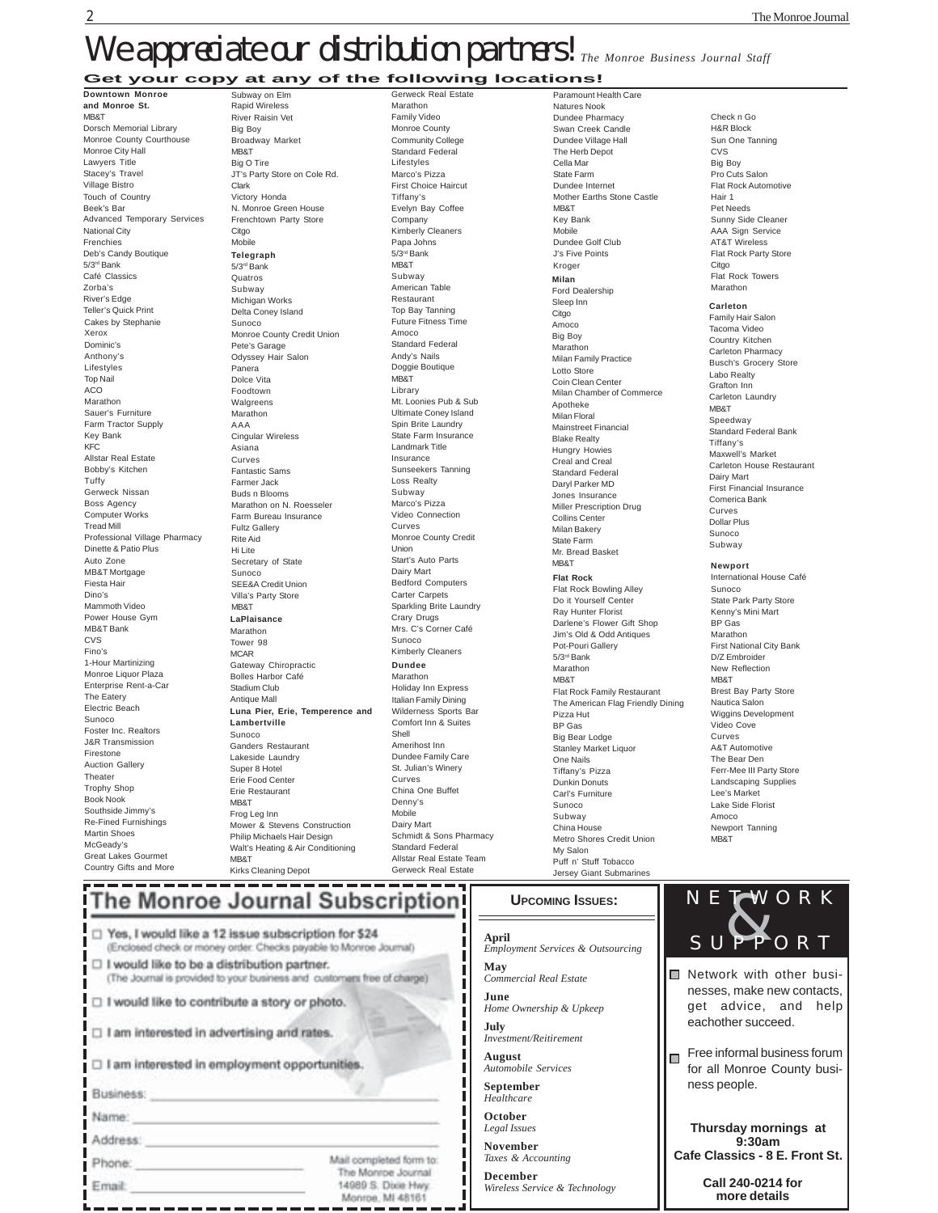# We appreciate our distribution partners! *The Monroe Business Journal Staff*

**Get your copy at any of the following locations!**

**Downtown Monroe and Monroe St.**
MB&T
Dorsch Memorial Library
Monroe County Courthouse
Monroe City Hall
Lawyers Title
Stacey's Travel
Village Bistro
Touch of Country
Beek's Bar
Advanced Temporary Services
National City
Frenchies
Deb's Candy Boutique
5/3rd Bank
Café Classics
Zorba's
River's Edge
Teller's Quick Print
Cakes by Stephanie
Xerox
Dominic's
Anthony's
Lifestyles
Top Nail
ACO
Marathon
Sauer's Furniture
Farm Tractor Supply
Key Bank
KFC
Allstar Real Estate
Bobby's Kitchen
Tuffy
Gerweck Nissan
Boss Agency
Computer Works
Tread Mill
Professional Village Pharmacy
Dinette & Patio Plus
Auto Zone
MB&T Mortgage
Fiesta Hair
Dino's
Mammoth Video
Power House Gym
MB&T Bank
CVS
Fino's
1-Hour Martinizing
Monroe Liquor Plaza
Enterprise Rent-a-Car
The Eatery
Electric Beach
Sunoco
Foster Inc. Realtors
J&R Transmission
Firestone
Auction Gallery
Theater
Trophy Shop
Book Nook
Southside Jimmy's
Re-Fined Furnishings
Martin Shoes
McGeady's
Great Lakes Gourmet
Country Gifts and More
Subway on Elm
Rapid Wireless
River Raisin Vet
Big Boy
Broadway Market
MB&T
Big O Tire
JT's Party Store on Cole Rd.
Clark
Victory Honda
N. Monroe Green House
Frenchtown Party Store
Citgo
Mobile

**Telegraph**
5/3rd Bank
Quatros
Subway
Michigan Works
Delta Coney Island
Sunoco
Monroe County Credit Union
Pete's Garage
Odyssey Hair Salon
Panera
Dolce Vita
Foodtown
Walgreens
Marathon
AAA
Cingular Wireless
Asiana
Curves
Fantastic Sams
Farmer Jack
Buds n Blooms
Marathon on N. Roesseler
Farm Bureau Insurance
Fultz Gallery
Rite Aid
Hi Lite
Secretary of State
Sunoco
SEE&A Credit Union
Villa's Party Store
MB&T

**LaPlaisance**
Marathon
Tower 98
MCAR
Gateway Chiropractic
Bolles Harbor Café
Stadium Club
Antique Mall

**Luna Pier, Erie, Temperence and Lambertville**
Sunoco
Ganders Restaurant
Lakeside Laundry
Super 8 Hotel
Erie Food Center
Erie Restaurant
MB&T
Frog Leg Inn
Mower & Stevens Construction
Philip Michaels Hair Design
Walt's Heating & Air Conditioning
MB&T
Kirks Cleaning Depot
Gerweck Real Estate
Marathon
Family Video
Monroe County Community College
Standard Federal
Lifestyles
Marco's Pizza
First Choice Haircut
Tiffany's
Evelyn Bay Coffee Company
Kimberly Cleaners
Papa Johns
5/3rd Bank
MB&T
Subway
American Table Restaurant
Top Bay Tanning
Future Fitness Time
Amoco
Standard Federal
Andy's Nails
Doggie Boutique
MB&T
Library
Mt. Loonies Pub & Sub
Ultimate Coney Island
Spin Brite Laundry
State Farm Insurance
Landmark Title Insurance
Sunseekers Tanning
Loss Realty
Subway
Marco's Pizza
Video Connection
Curves
Monroe County Credit Union
Start's Auto Parts
Dairy Mart
Bedford Computers
Carter Carpets
Sparkling Brite Laundry
Crary Drugs
Mrs. C's Corner Café
Sunoco
Kimberly Cleaners

**Dundee**
Marathon
Holiday Inn Express
Italian Family Dining
Wilderness Sports Bar
Comfort Inn & Suites
Shell
Amerihost Inn
Dundee Family Care
St. Julian's Winery
Curves
China One Buffet
Denny's
Mobile
Dairy Mart
Schmidt & Sons Pharmacy
Standard Federal
Allstar Real Estate Team
Paramount Health Care
Natures Nook
Dundee Pharmacy
Swan Creek Candle
Dundee Village Hall
The Herb Depot
Cella Mar
State Farm
Dundee Internet
Mother Earths Stone Castle
MB&T
Key Bank
Mobile
Dundee Golf Club
J's Five Points
Kroger

**Milan**
Ford Dealership
Sleep Inn
Citgo
Amoco
Big Boy
Marathon
Milan Family Practice
Lotto Store
Coin Clean Center
Milan Chamber of Commerce
Apotheke
Milan Floral
Mainstreet Financial
Blake Realty
Hungry Howies
Creal and Creal
Standard Federal
Daryl Parker MD
Jones Insurance
Miller Prescription Drug
Collins Center
Milan Bakery
State Farm
Mr. Bread Basket
MB&T

**Flat Rock**
Flat Rock Bowling Alley
Do it Yourself Center
Ray Hunter Florist
Darlene's Flower Gift Shop
Jim's Old & Odd Antiques
Pot-Pouri Gallery
5/3rd Bank
Marathon
MB&T
Flat Rock Family Restaurant
The American Flag Friendly Dining
Pizza Hut
BP Gas
Big Bear Lodge
Stanley Market Liquor
One Nails
Tiffany's Pizza
Dunkin Donuts
Carl's Furniture
Sunoco
Subway
China House
Metro Shores Credit Union
My Salon
Puff n' Stuff Tobacco
Jersey Giant Submarines
Check n Go
H&R Block
Sun One Tanning
CVS
Big Boy
Pro Cuts Salon
Flat Rock Automotive
Hair 1
Pet Needs
Sunny Side Cleaner
AAA Sign Service
AT&T Wireless
Flat Rock Party Store
Citgo
Flat Rock Towers
Marathon

**Carleton**
Family Hair Salon
Tacoma Video
Country Kitchen
Carleton Pharmacy
Busch's Grocery Store
Labo Realty
Grafton Inn
Carleton Laundry
MB&T
Speedway
Standard Federal Bank
Tiffany's
Maxwell's Market
Carleton House Restaurant
Dairy Mart
First Financial Insurance
Comerica Bank
Curves
Dollar Plus
Sunoco
Subway

**Newport**
International House Café
Sunoco
State Park Party Store
Kenny's Mini Mart
BP Gas
Marathon
First National City Bank
D/Z Embroider
New Reflection
MB&T
Brest Bay Party Store
Nautica Salon
Wiggins Development
Video Cove
Curves
A&T Automotive
The Bear Den
Ferr-Mee III Party Store
Landscaping Supplies
Lee's Market
Lake Side Florist
Amoco
Newport Tanning
MB&T

## The Monroe Journal Subscription

- ☐ Yes, I would like a 12 issue subscription for $24 (Enclosed check or money order. Checks payable to Monroe Journal)
- ☐ I would like to be a distribution partner. (The Journal is provided to your business and customers free of charge)
- ☐ I would like to contribute a story or photo.
- ☐ I am interested in advertising and rates.
- ☐ I am interested in employment opportunities.

Business: ______
Name: ______
Address: ______
Phone: ______
Email: ______

Mail completed form to:
The Monroe Journal
14989 S. Dixie Hwy.
Monroe, MI 48161

## Upcoming Issues:

**April**
*Employment Services & Outsourcing*

**May**
*Commercial Real Estate*

**June**
*Home Ownership & Upkeep*

**July**
*Investment/Reitirement*

**August**
*Automobile Services*

**September**
*Healthcare*

**October**
*Legal Issues*

**November**
*Taxes & Accounting*

**December**
*Wireless Service & Technology*

## NETWORK & SUPPORT

- Network with other businesses, make new contacts, get advice, and help eachother succeed.
- Free informal business forum for all Monroe County business people.

**Thursday mornings at 9:30am**
**Cafe Classics - 8 E. Front St.**

**Call 240-0214 for more details**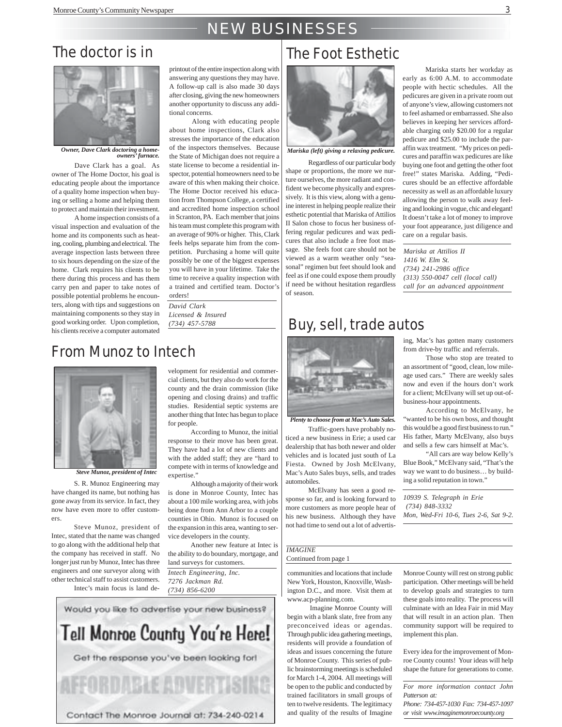# NEW BUSINESSES

## The doctor is in

*Owner, Dave Clark doctoring a homeowners' furnace.*

Dave Clark has a goal. As owner of The Home Doctor, his goal is educating people about the importance of a quality home inspection when buying or selling a home and helping them to protect and maintain their investment.

A home inspection consists of a visual inspection and evaluation of the home and its components such as heating, cooling, plumbing and electrical. The average inspection lasts between three to six hours depending on the size of the home. Clark requires his clients to be there during this process and has them carry pen and paper to take notes of possible potential problems he encounters, along with tips and suggestions on maintaining components so they stay in good working order. Upon completion, his clients receive a computer automated printout of the entire inspection along with answering any questions they may have. A follow-up call is also made 30 days after closing, giving the new homeowners another opportunity to discuss any additional concerns.

Along with educating people about home inspections, Clark also stresses the importance of the education of the inspectors themselves. Because the State of Michigan does not require a state license to become a residential inspector, potential homeowners need to be aware of this when making their choice. The Home Doctor received his education from Thompson College, a certified and accredited home inspection school in Scranton, PA. Each member that joins his team must complete this program with an average of 90% or higher. This, Clark feels helps separate him from the competition. Purchasing a home will quite possibly be one of the biggest expenses you will have in your lifetime. Take the time to receive a quality inspection with a trained and certified team. Doctor's orders!

*David Clark*
*Licensed & Insured*
*(734) 457-5788*

## The Foot Esthetic

*Mariska (left) giving a relaxing pedicure.*

Regardless of our particular body shape or proportions, the more we nurture ourselves, the more radiant and confident we become physically and expressively. It is this view, along with a genuine interest in helping people realize their esthetic potential that Mariska of Attilios II Salon chose to focus her business offering regular pedicures and wax pedicures that also include a free foot massage. She feels foot care should not be viewed as a warm weather only "seasonal" regimen but feet should look and feel as if one could expose them proudly if need be without hesitation regardless of season.

Mariska starts her workday as early as 6:00 A.M. to accommodate people with hectic schedules. All the pedicures are given in a private room out of anyone's view, allowing customers not to feel ashamed or embarrassed. She also believes in keeping her services affordable charging only $20.00 for a regular pedicure and $25.00 to include the paraffin wax treatment. "My prices on pedicures and paraffin wax pedicures are like buying one foot and getting the other foot free!" states Mariska. Adding, "Pedicures should be an effective affordable necessity as well as an affordable luxury allowing the person to walk away feeling and looking in vogue, chic and elegant! It doesn't take a lot of money to improve your foot appearance, just diligence and care on a regular basis.

*Mariska at Attilios II*
*1416 W. Elm St.*
*(734) 241-2986 office*
*(313) 550-0047 cell (local call)*
*call for an advanced appointment*

## From Munoz to Intech

*Steve Munoz, president of Intec*

S. R. Munoz Engineering may have changed its name, but nothing has gone away from its service. In fact, they now have even more to offer customers.

Steve Munoz, president of Intec, stated that the name was changed to go along with the additional help that the company has received in staff. No longer just run by Munoz, Intec has three engineers and one surveyor along with other technical staff to assist customers.

Intec's main focus is land development for residential and commercial clients, but they also do work for the county and the drain commission (like opening and closing drains) and traffic studies. Residential septic systems are another thing that Intec has begun to place for people.

According to Munoz, the initial response to their move has been great. They have had a lot of new clients and with the added staff; they are "hard to compete with in terms of knowledge and expertise."

Although a majority of their work is done in Monroe County, Intec has about a 100 mile working area, with jobs being done from Ann Arbor to a couple counties in Ohio. Munoz is focused on the expansion in this area, wanting to service developers in the county.

Another new feature at Intec is the ability to do boundary, mortgage, and land surveys for customers.

*Intech Engineering, Inc.*
*7276 Jackman Rd.*
*(734) 856-6200*

## Buy, sell, trade autos

*Plenty to choose from at Mac's Auto Sales.*

Traffic-goers have probably noticed a new business in Erie; a used car dealership that has both newer and older vehicles and is located just south of La Fiesta. Owned by Josh McElvany, Mac's Auto Sales buys, sells, and trades automobiles.

McElvany has seen a good response so far, and is looking forward to more customers as more people hear of his new business. Although they have not had time to send out a lot of advertising, Mac's has gotten many customers from drive-by traffic and referrals.

Those who stop are treated to an assortment of "good, clean, low mileage used cars." There are weekly sales now and even if the hours don't work for a client; McElvany will set up out-of-business-hour appointments.

According to McElvany, he "wanted to be his own boss, and thought this would be a good first business to run." His father, Marty McElvany, also buys and sells a few cars himself at Mac's.

"All cars are way below Kelly's Blue Book," McElvany said, "That's the way we want to do business… by building a solid reputation in town."

*10939 S. Telegraph in Erie*
*(734) 848-3332*
*Mon, Wed-Fri 10-6, Tues 2-6, Sat 9-2.*

Would you like to advertise your new business?

**Tell Monroe County You're Here!**

Get the response you've been looking for!

AFFORDABLE ADVERTISING

Contact The Monroe Journal at: 734-240-0214

*IMAGINE*
Continued from page 1

communities and locations that include New York, Houston, Knoxville, Washington D.C., and more. Visit them at www.acp-planning.com.

Imagine Monroe County will begin with a blank slate, free from any preconceived ideas or agendas. Through public idea gathering meetings, residents will provide a foundation of ideas and issues concerning the future of Monroe County. This series of public brainstorming meetings is scheduled for March 1-4, 2004. All meetings will be open to the public and conducted by trained facilitators in small groups of ten to twelve residents. The legitimacy and quality of the results of Imagine Monroe County will rest on strong public participation. Other meetings will be held to develop goals and strategies to turn these goals into reality. The process will culminate with an Idea Fair in mid May that will result in an action plan. Then community support will be required to implement this plan.

Every idea for the improvement of Monroe County counts! Your ideas will help shape the future for generations to come.

*For more information contact John Patterson at:*
*Phone: 734-457-1030 Fax: 734-457-1097*
*or visit www.imaginemonroecounty.org*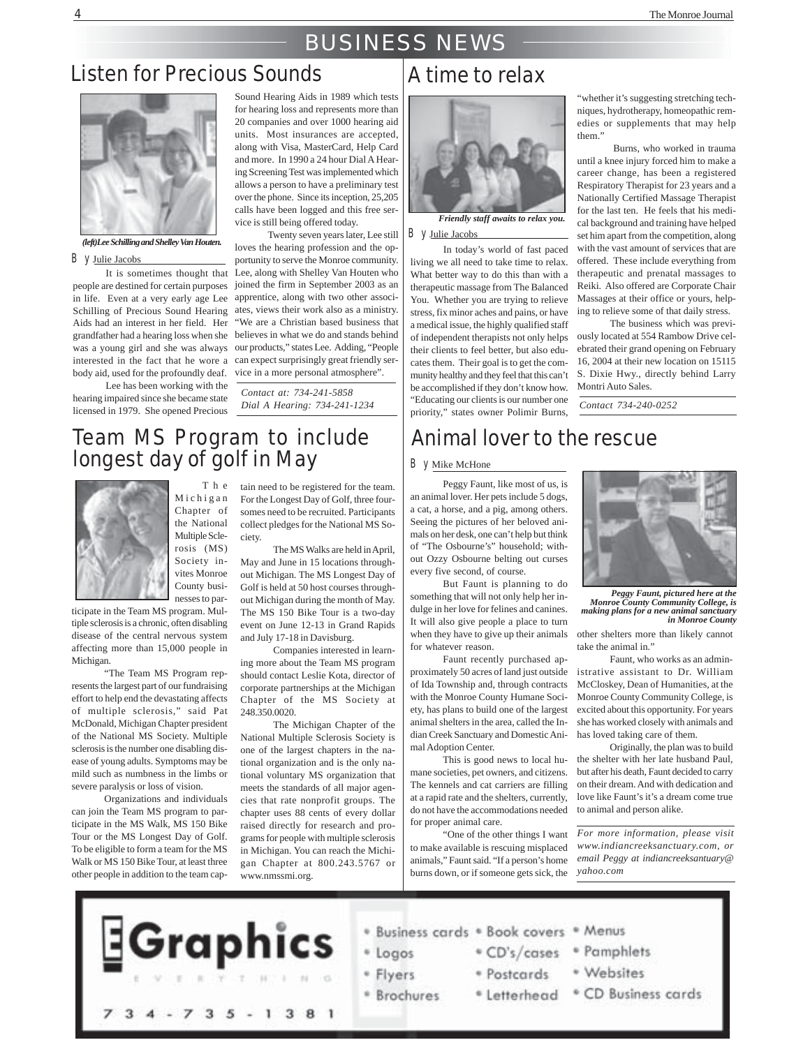# BUSINESS NEWS

## Listen for Precious Sounds

*(left)Lee Schilling and Shelley Van Houten.*

By Julie Jacobs

It is sometimes thought that people are destined for certain purposes in life. Even at a very early age Lee Schilling of Precious Sound Hearing Aids had an interest in her field. Her grandfather had a hearing loss when she was a young girl and she was always interested in the fact that he wore a body aid, used for the profoundly deaf.

Lee has been working with the hearing impaired since she became state licensed in 1979. She opened Precious Sound Hearing Aids in 1989 which tests for hearing loss and represents more than 20 companies and over 1000 hearing aid units. Most insurances are accepted, along with Visa, MasterCard, Help Card and more. In 1990 a 24 hour Dial A Hearing Screening Test was implemented which allows a person to have a preliminary test over the phone. Since its inception, 25,205 calls have been logged and this free service is still being offered today.

Twenty seven years later, Lee still loves the hearing profession and the opportunity to serve the Monroe community. Lee, along with Shelley Van Houten who joined the firm in September 2003 as an apprentice, along with two other associates, views their work also as a ministry. "We are a Christian based business that believes in what we do and stands behind our products," states Lee. Adding, "People can expect surprisingly great friendly service in a more personal atmosphere".

*Contact at: 734-241-5858*
*Dial A Hearing: 734-241-1234*

## A time to relax

*Friendly staff awaits to relax you.*

By Julie Jacobs

In today's world of fast paced living we all need to take time to relax. What better way to do this than with a therapeutic massage from The Balanced You. Whether you are trying to relieve stress, fix minor aches and pains, or have a medical issue, the highly qualified staff of independent therapists not only helps their clients to feel better, but also educates them. Their goal is to get the community healthy and they feel that this can't be accomplished if they don't know how. "Educating our clients is our number one priority," states owner Polimir Burns, "whether it's suggesting stretching techniques, hydrotherapy, homeopathic remedies or supplements that may help them."

Burns, who worked in trauma until a knee injury forced him to make a career change, has been a registered Respiratory Therapist for 23 years and a Nationally Certified Massage Therapist for the last ten. He feels that his medical background and training have helped set him apart from the competition, along with the vast amount of services that are offered. These include everything from therapeutic and prenatal massages to Reiki. Also offered are Corporate Chair Massages at their office or yours, helping to relieve some of that daily stress.

The business which was previously located at 554 Rambow Drive celebrated their grand opening on February 16, 2004 at their new location on 15115 S. Dixie Hwy., directly behind Larry Montri Auto Sales.

*Contact 734-240-0252*

## Team MS Program to include longest day of golf in May

The Michigan Chapter of the National Multiple Sclerosis (MS) Society invites Monroe County businesses to participate in the Team MS program. Multiple sclerosis is a chronic, often disabling disease of the central nervous system affecting more than 15,000 people in Michigan.

"The Team MS Program represents the largest part of our fundraising effort to help end the devastating affects of multiple sclerosis," said Pat McDonald, Michigan Chapter president of the National MS Society. Multiple sclerosis is the number one disabling disease of young adults. Symptoms may be mild such as numbness in the limbs or severe paralysis or loss of vision.

Organizations and individuals can join the Team MS program to participate in the MS Walk, MS 150 Bike Tour or the MS Longest Day of Golf. To be eligible to form a team for the MS Walk or MS 150 Bike Tour, at least three other people in addition to the team captain need to be registered for the team. For the Longest Day of Golf, three foursomes need to be recruited. Participants collect pledges for the National MS Society.

The MS Walks are held in April, May and June in 15 locations throughout Michigan. The MS Longest Day of Golf is held at 50 host courses throughout Michigan during the month of May. The MS 150 Bike Tour is a two-day event on June 12-13 in Grand Rapids and July 17-18 in Davisburg.

Companies interested in learning more about the Team MS program should contact Leslie Kota, director of corporate partnerships at the Michigan Chapter of the MS Society at 248.350.0020.

The Michigan Chapter of the National Multiple Sclerosis Society is one of the largest chapters in the national organization and is the only national voluntary MS organization that meets the standards of all major agencies that rate nonprofit groups. The chapter uses 88 cents of every dollar raised directly for research and programs for people with multiple sclerosis in Michigan. You can reach the Michigan Chapter at 800.243.5767 or www.nmssmi.org.

## Animal lover to the rescue

By Mike McHone

Peggy Faunt, like most of us, is an animal lover. Her pets include 5 dogs, a cat, a horse, and a pig, among others. Seeing the pictures of her beloved animals on her desk, one can't help but think of "The Osbourne's" household; without Ozzy Osbourne belting out curses every five second, of course.

But Faunt is planning to do something that will not only help her indulge in her love for felines and canines. It will also give people a place to turn when they have to give up their animals for whatever reason.

Faunt recently purchased approximately 50 acres of land just outside of Ida Township and, through contracts with the Monroe County Humane Society, has plans to build one of the largest animal shelters in the area, called the Indian Creek Sanctuary and Domestic Animal Adoption Center.

This is good news to local humane societies, pet owners, and citizens. The kennels and cat carriers are filling at a rapid rate and the shelters, currently, do not have the accommodations needed for proper animal care.

"One of the other things I want to make available is rescuing misplaced animals," Faunt said. "If a person's home burns down, or if someone gets sick, the other shelters more than likely cannot take the animal in."

*Peggy Faunt, pictured here at the Monroe County Community College, is making plans for a new animal sanctuary in Monroe County*

Faunt, who works as an administrative assistant to Dr. William McCloskey, Dean of Humanities, at the Monroe County Community College, is excited about this opportunity. For years she has worked closely with animals and has loved taking care of them.

Originally, the plan was to build the shelter with her late husband Paul, but after his death, Faunt decided to carry on their dream. And with dedication and love like Faunt's it's a dream come true to animal and person alike.

*For more information, please visit www.indiancreeksanctuary.com, or email Peggy at indiancreeksantuary@yahoo.com*

---

**EGraphics** — EVERYTHING

734-735-1381

- Business cards
- Logos
- Flyers
- Brochures
- Book covers
- CD's/cases
- Postcards
- Letterhead
- Menus
- Pamphlets
- Websites
- CD Business cards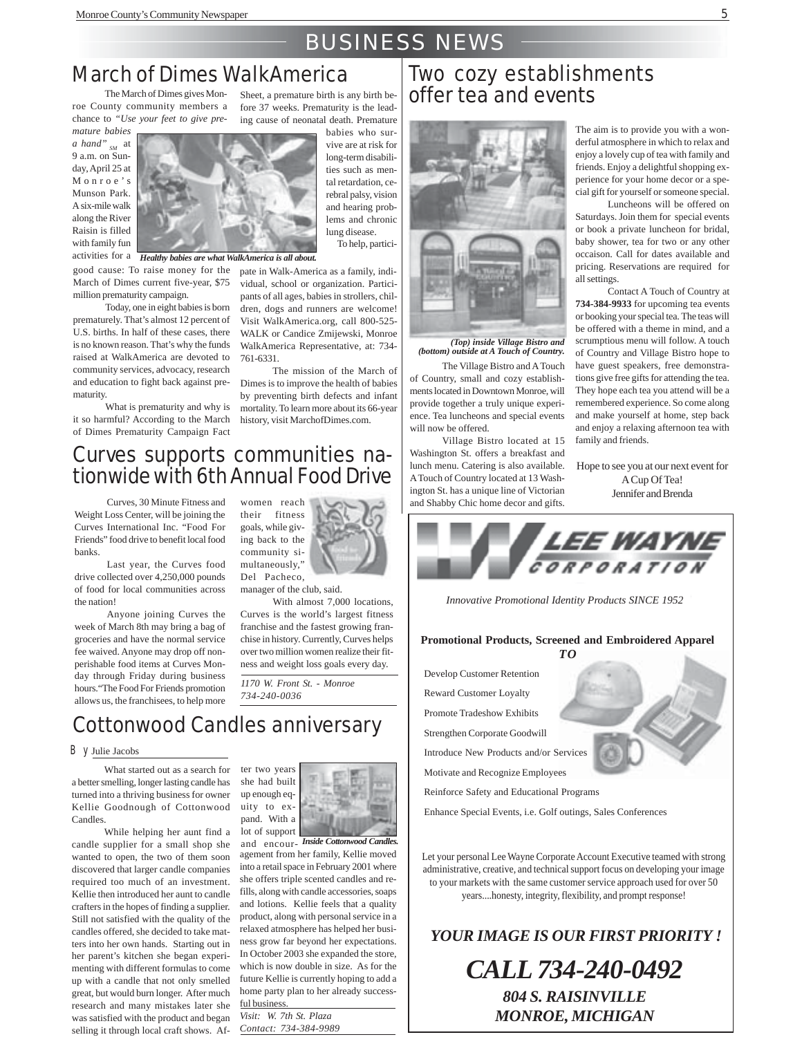# BUSINESS NEWS

## March of Dimes WalkAmerica

The March of Dimes gives Monroe County community members a chance to *"Use your feet to give premature babies a hand"* $_{SM}$ at 9 a.m. on Sunday, April 25 at Monroe's Munson Park. A six-mile walk along the River Raisin is filled with family fun activities for a good cause: To raise money for the March of Dimes current five-year, $75 million prematurity campaign.

*Healthy babies are what WalkAmerica is all about.*

Today, one in eight babies is born prematurely. That's almost 12 percent of U.S. births. In half of these cases, there is no known reason. That's why the funds raised at WalkAmerica are devoted to community services, advocacy, research and education to fight back against prematurity.

What is prematurity and why is it so harmful? According to the March of Dimes Prematurity Campaign Fact Sheet, a premature birth is any birth before 37 weeks. Prematurity is the leading cause of neonatal death. Premature babies who survive are at risk for long-term disabilities such as mental retardation, cerebral palsy, vision and hearing problems and chronic lung disease.

To help, participate in Walk-America as a family, individual, school or organization. Participants of all ages, babies in strollers, children, dogs and runners are welcome! Visit WalkAmerica.org, call 800-525-WALK or Candice Zmijewski, Monroe WalkAmerica Representative, at: 734-761-6331.

The mission of the March of Dimes is to improve the health of babies by preventing birth defects and infant mortality. To learn more about its 66-year history, visit MarchofDimes.com.

## Curves supports communities nationwide with 6th Annual Food Drive

Curves, 30 Minute Fitness and Weight Loss Center, will be joining the Curves International Inc. "Food For Friends" food drive to benefit local food banks.

Last year, the Curves food drive collected over 4,250,000 pounds of food for local communities across the nation!

Anyone joining Curves the week of March 8th may bring a bag of groceries and have the normal service fee waived. Anyone may drop off non-perishable food items at Curves Monday through Friday during business hours."The Food For Friends promotion allows us, the franchisees, to help more women reach their fitness goals, while giving back to the community simultaneously," Del Pacheco, manager of the club, said.

With almost 7,000 locations, Curves is the world's largest fitness franchise and the fastest growing franchise in history. Currently, Curves helps over two million women realize their fitness and weight loss goals every day.

*1170 W. Front St. - Monroe*
*734-240-0036*

## Cottonwood Candles anniversary

By Julie Jacobs

What started out as a search for a better smelling, longer lasting candle has turned into a thriving business for owner Kellie Goodnough of Cottonwood Candles.

While helping her aunt find a candle supplier for a small shop she wanted to open, the two of them soon discovered that larger candle companies required too much of an investment. Kellie then introduced her aunt to candle crafters in the hopes of finding a supplier. Still not satisfied with the quality of the candles offered, she decided to take matters into her own hands. Starting out in her parent's kitchen she began experimenting with different formulas to come up with a candle that not only smelled great, but would burn longer. After much research and many mistakes later she was satisfied with the product and began selling it through local craft shows. After two years she had built up enough equity to expand. With a lot of support and encouragement from her family, Kellie moved into a retail space in February 2001 where she offers triple scented candles and refills, along with candle accessories, soaps and lotions. Kellie feels that a quality product, along with personal service in a relaxed atmosphere has helped her business grow far beyond her expectations. In October 2003 she expanded the store, which is now double in size. As for the future Kellie is currently hoping to add a home party plan to her already successful business.

*Inside Cottonwood Candles.*

*Visit: W. 7th St. Plaza*
*Contact: 734-384-9989*

## Two cozy establishments offer tea and events

***(Top) inside Village Bistro and (bottom) outside at A Touch of Country.***

The Village Bistro and A Touch of Country, small and cozy establishments located in Downtown Monroe, will provide together a truly unique experience. Tea luncheons and special events will now be offered.

Village Bistro located at 15 Washington St. offers a breakfast and lunch menu. Catering is also available. A Touch of Country located at 13 Washington St. has a unique line of Victorian and Shabby Chic home decor and gifts. The aim is to provide you with a wonderful atmosphere in which to relax and enjoy a lovely cup of tea with family and friends. Enjoy a delightful shopping experience for your home decor or a special gift for yourself or someone special.

Luncheons will be offered on Saturdays. Join them for special events or book a private luncheon for bridal, baby shower, tea for two or any other occaison. Call for dates available and pricing. Reservations are required for all settings.

Contact A Touch of Country at **734-384-9933** for upcoming tea events or booking your special tea. The teas will be offered with a theme in mind, and a scrumptious menu will follow. A touch of Country and Village Bistro hope to have guest speakers, free demonstrations give free gifts for attending the tea. They hope each tea you attend will be a remembered experience. So come along and make yourself at home, step back and enjoy a relaxing afternoon tea with family and friends.

Hope to see you at our next event for A Cup Of Tea!
Jennifer and Brenda

---

**LEE WAYNE CORPORATION**

*Innovative Promotional Identity Products SINCE 1952*

**Promotional Products, Screened and Embroidered Apparel**
***TO***

- Develop Customer Retention
- Reward Customer Loyalty
- Promote Tradeshow Exhibits
- Strengthen Corporate Goodwill
- Introduce New Products and/or Services
- Motivate and Recognize Employees
- Reinforce Safety and Educational Programs
- Enhance Special Events, i.e. Golf outings, Sales Conferences

Let your personal Lee Wayne Corporate Account Executive teamed with strong administrative, creative, and technical support focus on developing your image to your markets with the same customer service approach used for over 50 years....honesty, integrity, flexibility, and prompt response!

***YOUR IMAGE IS OUR FIRST PRIORITY !***

***CALL 734-240-0492***

***804 S. RAISINVILLE***
***MONROE, MICHIGAN***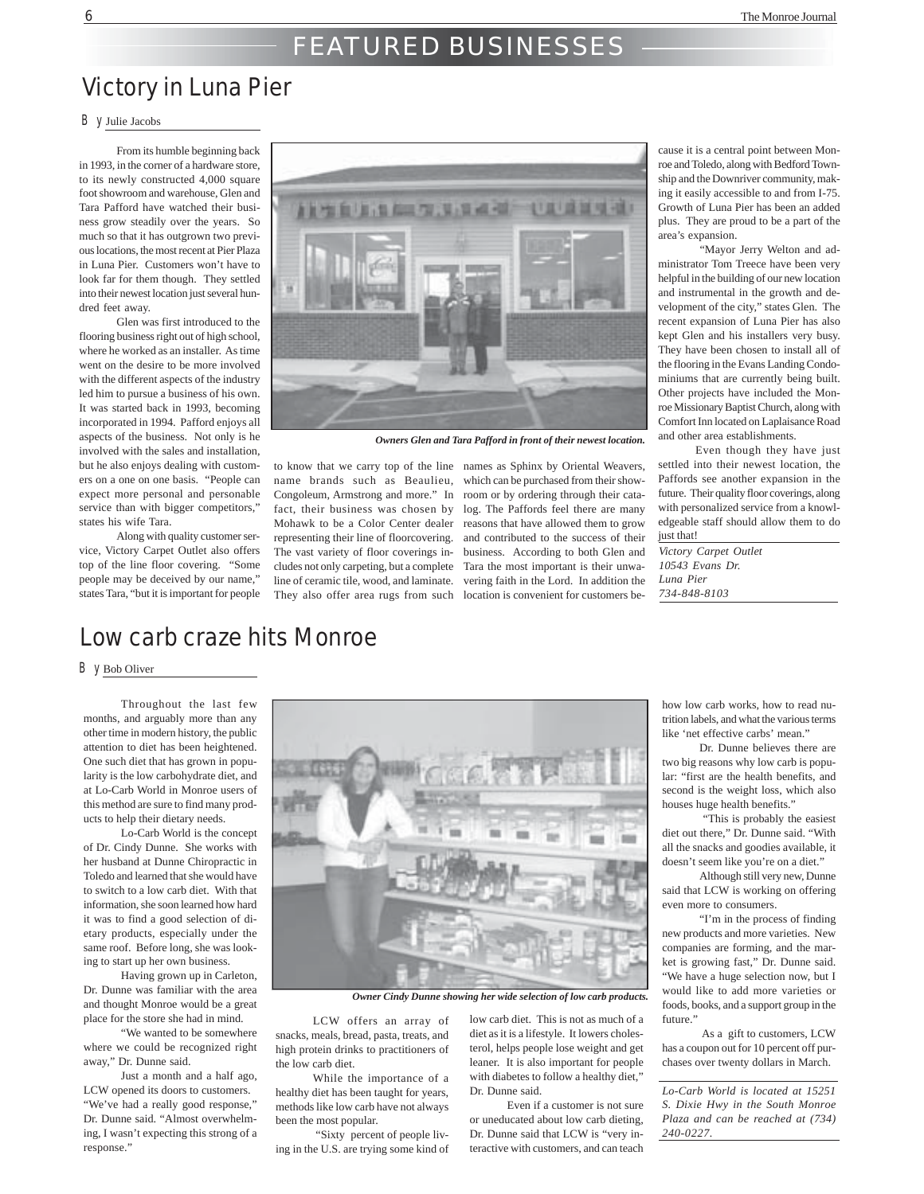# FEATURED BUSINESSES

## Victory in Luna Pier

By Julie Jacobs

From its humble beginning back in 1993, in the corner of a hardware store, to its newly constructed 4,000 square foot showroom and warehouse, Glen and Tara Pafford have watched their business grow steadily over the years. So much so that it has outgrown two previous locations, the most recent at Pier Plaza in Luna Pier. Customers won't have to look far for them though. They settled into their newest location just several hundred feet away.

Glen was first introduced to the flooring business right out of high school, where he worked as an installer. As time went on the desire to be more involved with the different aspects of the industry led him to pursue a business of his own. It was started back in 1993, becoming incorporated in 1994. Pafford enjoys all aspects of the business. Not only is he involved with the sales and installation, but he also enjoys dealing with customers on a one on one basis. "People can expect more personal and personable service than with bigger competitors," states his wife Tara.

Along with quality customer service, Victory Carpet Outlet also offers top of the line floor covering. "Some people may be deceived by our name," states Tara, "but it is important for people to know that we carry top of the line name brands such as Beaulieu, Congoleum, Armstrong and more." In fact, their business was chosen by Mohawk to be a Color Center dealer representing their line of floorcovering. The vast variety of floor coverings includes not only carpeting, but a complete line of ceramic tile, wood, and laminate. They also offer area rugs from such names as Sphinx by Oriental Weavers, which can be purchased from their showroom or by ordering through their catalog. The Paffords feel there are many reasons that have allowed them to grow and contributed to the success of their business. According to both Glen and Tara the most important is their unwavering faith in the Lord. In addition the location is convenient for customers because it is a central point between Monroe and Toledo, along with Bedford Township and the Downriver community, making it easily accessible to and from I-75. Growth of Luna Pier has been an added plus. They are proud to be a part of the area's expansion.

*Owners Glen and Tara Pafford in front of their newest location.*

"Mayor Jerry Welton and administrator Tom Treece have been very helpful in the building of our new location and instrumental in the growth and development of the city," states Glen. The recent expansion of Luna Pier has also kept Glen and his installers very busy. They have been chosen to install all of the flooring in the Evans Landing Condominiums that are currently being built. Other projects have included the Monroe Missionary Baptist Church, along with Comfort Inn located on Laplaisance Road and other area establishments.

Even though they have just settled into their newest location, the Paffords see another expansion in the future. Their quality floor coverings, along with personalized service from a knowledgeable staff should allow them to do just that!

*Victory Carpet Outlet*
*10543 Evans Dr.*
*Luna Pier*
*734-848-8103*

## Low carb craze hits Monroe

By Bob Oliver

Throughout the last few months, and arguably more than any other time in modern history, the public attention to diet has been heightened. One such diet that has grown in popularity is the low carbohydrate diet, and at Lo-Carb World in Monroe users of this method are sure to find many products to help their dietary needs.

Lo-Carb World is the concept of Dr. Cindy Dunne. She works with her husband at Dunne Chiropractic in Toledo and learned that she would have to switch to a low carb diet. With that information, she soon learned how hard it was to find a good selection of dietary products, especially under the same roof. Before long, she was looking to start up her own business.

Having grown up in Carleton, Dr. Dunne was familiar with the area and thought Monroe would be a great place for the store she had in mind.

"We wanted to be somewhere where we could be recognized right away," Dr. Dunne said.

Just a month and a half ago, LCW opened its doors to customers. "We've had a really good response," Dr. Dunne said. "Almost overwhelming, I wasn't expecting this strong of a response."

*Owner Cindy Dunne showing her wide selection of low carb products.*

LCW offers an array of snacks, meals, bread, pasta, treats, and high protein drinks to practitioners of the low carb diet.

While the importance of a healthy diet has been taught for years, methods like low carb have not always been the most popular.

"Sixty percent of people living in the U.S. are trying some kind of low carb diet. This is not as much of a diet as it is a lifestyle. It lowers cholesterol, helps people lose weight and get leaner. It is also important for people with diabetes to follow a healthy diet," Dr. Dunne said.

Even if a customer is not sure or uneducated about low carb dieting, Dr. Dunne said that LCW is "very interactive with customers, and can teach how low carb works, how to read nutrition labels, and what the various terms like 'net effective carbs' mean."

Dr. Dunne believes there are two big reasons why low carb is popular: "first are the health benefits, and second is the weight loss, which also houses huge health benefits."

"This is probably the easiest diet out there," Dr. Dunne said. "With all the snacks and goodies available, it doesn't seem like you're on a diet."

Although still very new, Dunne said that LCW is working on offering even more to consumers.

"I'm in the process of finding new products and more varieties. New companies are forming, and the market is growing fast," Dr. Dunne said. "We have a huge selection now, but I would like to add more varieties or foods, books, and a support group in the future."

As a gift to customers, LCW has a coupon out for 10 percent off purchases over twenty dollars in March.

*Lo-Carb World is located at 15251 S. Dixie Hwy in the South Monroe Plaza and can be reached at (734) 240-0227.*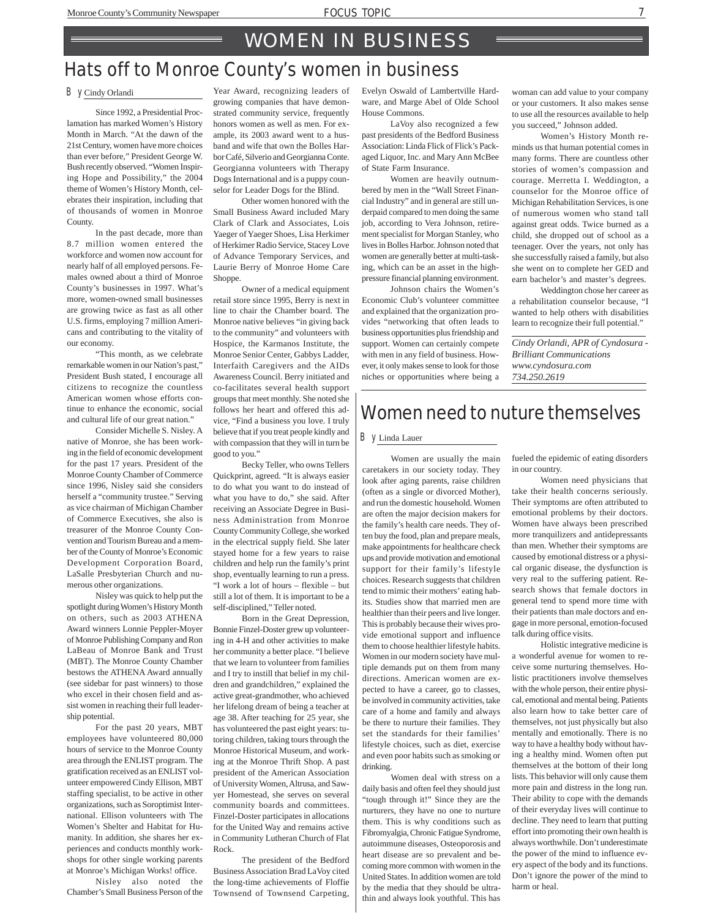# WOMEN IN BUSINESS

## Hats off to Monroe County's women in business

By Cindy Orlandi

Since 1992, a Presidential Proclamation has marked Women's History Month in March. "At the dawn of the 21st Century, women have more choices than ever before," President George W. Bush recently observed. "Women Inspiring Hope and Possibility," the 2004 theme of Women's History Month, celebrates their inspiration, including that of thousands of women in Monroe County.

In the past decade, more than 8.7 million women entered the workforce and women now account for nearly half of all employed persons. Females owned about a third of Monroe County's businesses in 1997. What's more, women-owned small businesses are growing twice as fast as all other U.S. firms, employing 7 million Americans and contributing to the vitality of our economy.

"This month, as we celebrate remarkable women in our Nation's past," President Bush stated, I encourage all citizens to recognize the countless American women whose efforts continue to enhance the economic, social and cultural life of our great nation."

Consider Michelle S. Nisley. A native of Monroe, she has been working in the field of economic development for the past 17 years. President of the Monroe County Chamber of Commerce since 1996, Nisley said she considers herself a "community trustee." Serving as vice chairman of Michigan Chamber of Commerce Executives, she also is treasurer of the Monroe County Convention and Tourism Bureau and a member of the County of Monroe's Economic Development Corporation Board, LaSalle Presbyterian Church and numerous other organizations.

Nisley was quick to help put the spotlight during Women's History Month on others, such as 2003 ATHENA Award winners Lonnie Peppler-Moyer of Monroe Publishing Company and Ron LaBeau of Monroe Bank and Trust (MBT). The Monroe County Chamber bestows the ATHENA Award annually (see sidebar for past winners) to those who excel in their chosen field and assist women in reaching their full leadership potential.

For the past 20 years, MBT employees have volunteered 80,000 hours of service to the Monroe County area through the ENLIST program. The gratification received as an ENLIST volunteer empowered Cindy Ellison, MBT staffing specialist, to be active in other organizations, such as Soroptimist International. Ellison volunteers with The Women's Shelter and Habitat for Humanity. In addition, she shares her experiences and conducts monthly workshops for other single working parents at Monroe's Michigan Works! office.

Nisley also noted the Chamber's Small Business Person of the Year Award, recognizing leaders of growing companies that have demonstrated community service, frequently honors women as well as men. For example, its 2003 award went to a husband and wife that own the Bolles Harbor Café, Silverio and Georgianna Conte. Georgianna volunteers with Therapy Dogs International and is a puppy counselor for Leader Dogs for the Blind.

Other women honored with the Small Business Award included Mary Clark of Clark and Associates, Lois Yaeger of Yaeger Shoes, Lisa Herkimer of Herkimer Radio Service, Stacey Love of Advance Temporary Services, and Laurie Berry of Monroe Home Care Shoppe.

Owner of a medical equipment retail store since 1995, Berry is next in line to chair the Chamber board. The Monroe native believes "in giving back to the community" and volunteers with Hospice, the Karmanos Institute, the Monroe Senior Center, Gabbys Ladder, Interfaith Caregivers and the AIDs Awareness Council. Berry initiated and co-facilitates several health support groups that meet monthly. She noted she follows her heart and offered this advice, "Find a business you love. I truly believe that if you treat people kindly and with compassion that they will in turn be good to you."

Becky Teller, who owns Tellers Quickprint, agreed. "It is always easier to do what you want to do instead of what you have to do," she said. After receiving an Associate Degree in Business Administration from Monroe County Community College, she worked in the electrical supply field. She later stayed home for a few years to raise children and help run the family's print shop, eventually learning to run a press. "I work a lot of hours – flexible – but still a lot of them. It is important to be a self-disciplined," Teller noted.

Born in the Great Depression, Bonnie Finzel-Doster grew up volunteering in 4-H and other activities to make her community a better place. "I believe that we learn to volunteer from families and I try to instill that belief in my children and grandchildren," explained the active great-grandmother, who achieved her lifelong dream of being a teacher at age 38. After teaching for 25 year, she has volunteered the past eight years: tutoring children, taking tours through the Monroe Historical Museum, and working at the Monroe Thrift Shop. A past president of the American Association of University Women, Altrusa, and Sawyer Homestead, she serves on several community boards and committees. Finzel-Doster participates in allocations for the United Way and remains active in Community Lutheran Church of Flat Rock.

The president of the Bedford Business Association Brad LaVoy cited the long-time achievements of Floffie Townsend of Townsend Carpeting, Evelyn Oswald of Lambertville Hardware, and Marge Abel of Olde School House Commons.

LaVoy also recognized a few past presidents of the Bedford Business Association: Linda Flick of Flick's Packaged Liquor, Inc. and Mary Ann McBee of State Farm Insurance.

Women are heavily outnumbered by men in the "Wall Street Financial Industry" and in general are still underpaid compared to men doing the same job, according to Vera Johnson, retirement specialist for Morgan Stanley, who lives in Bolles Harbor. Johnson noted that women are generally better at multi-tasking, which can be an asset in the high-pressure financial planning environment.

Johnson chairs the Women's Economic Club's volunteer committee and explained that the organization provides "networking that often leads to business opportunities plus friendship and support. Women can certainly compete with men in any field of business. However, it only makes sense to look for those niches or opportunities where being a woman can add value to your company or your customers. It also makes sense to use all the resources available to help you succeed," Johnson added.

Women's History Month reminds us that human potential comes in many forms. There are countless other stories of women's compassion and courage. Merretta I. Weddington, a counselor for the Monroe office of Michigan Rehabilitation Services, is one of numerous women who stand tall against great odds. Twice burned as a child, she dropped out of school as a teenager. Over the years, not only has she successfully raised a family, but also she went on to complete her GED and earn bachelor's and master's degrees.

Weddington chose her career as a rehabilitation counselor because, "I wanted to help others with disabilities learn to recognize their full potential."

*Cindy Orlandi, APR of Cyndosura - Brilliant Communications*
*www.cyndosura.com*
*734.250.2619*

## Women need to nuture themselves

By Linda Lauer

Women are usually the main caretakers in our society today. They look after aging parents, raise children (often as a single or divorced Mother), and run the domestic household. Women are often the major decision makers for the family's health care needs. They often buy the food, plan and prepare meals, make appointments for healthcare check ups and provide motivation and emotional support for their family's lifestyle choices. Research suggests that children tend to mimic their mothers' eating habits. Studies show that married men are healthier than their peers and live longer. This is probably because their wives provide emotional support and influence them to choose healthier lifestyle habits. Women in our modern society have multiple demands put on them from many directions. American women are expected to have a career, go to classes, be involved in community activities, take care of a home and family and always be there to nurture their families. They set the standards for their families' lifestyle choices, such as diet, exercise and even poor habits such as smoking or drinking.

Women deal with stress on a daily basis and often feel they should just "tough through it!" Since they are the nurturers, they have no one to nurture them. This is why conditions such as Fibromyalgia, Chronic Fatigue Syndrome, autoimmune diseases, Osteoporosis and heart disease are so prevalent and becoming more common with women in the United States. In addition women are told by the media that they should be ultra-thin and always look youthful. This has fueled the epidemic of eating disorders in our country.

Women need physicians that take their health concerns seriously. Their symptoms are often attributed to emotional problems by their doctors. Women have always been prescribed more tranquilizers and antidepressants than men. Whether their symptoms are caused by emotional distress or a physical organic disease, the dysfunction is very real to the suffering patient. Research shows that female doctors in general tend to spend more time with their patients than male doctors and engage in more personal, emotion-focused talk during office visits.

Holistic integrative medicine is a wonderful avenue for women to receive some nurturing themselves. Holistic practitioners involve themselves with the whole person, their entire physical, emotional and mental being. Patients also learn how to take better care of themselves, not just physically but also mentally and emotionally. There is no way to have a healthy body without having a healthy mind. Women often put themselves at the bottom of their long lists. This behavior will only cause them more pain and distress in the long run. Their ability to cope with the demands of their everyday lives will continue to decline. They need to learn that putting effort into promoting their own health is always worthwhile. Don't underestimate the power of the mind to influence every aspect of the body and its functions. Don't ignore the power of the mind to harm or heal.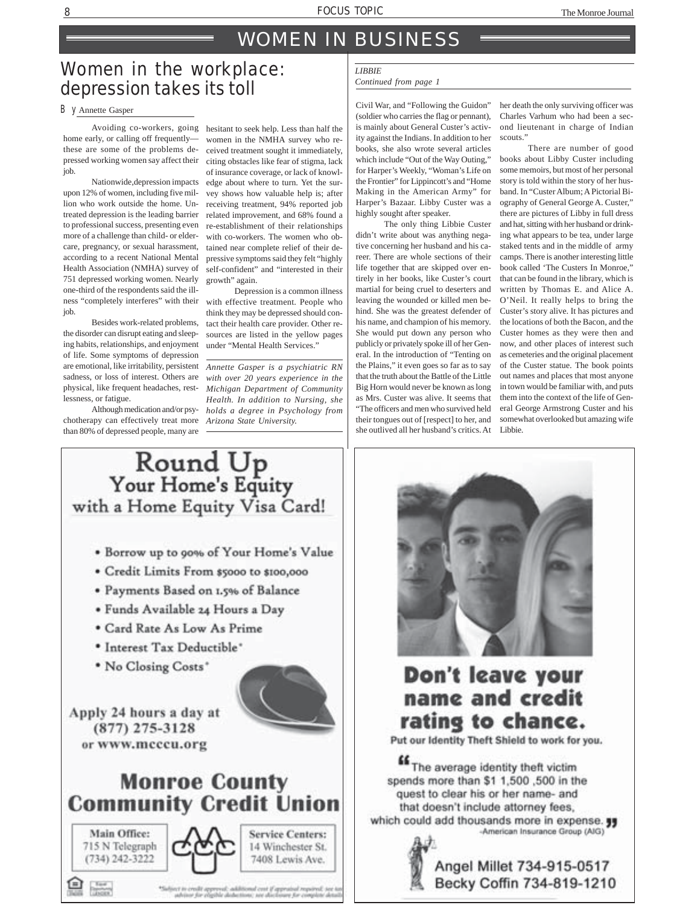# WOMEN IN BUSINESS

## Women in the workplace: depression takes its toll

By Annette Gasper

Avoiding co-workers, going home early, or calling off frequently—these are some of the problems depressed working women say affect their job.

Nationwide, depression impacts upon 12% of women, including five million who work outside the home. Untreated depression is the leading barrier to professional success, presenting even more of a challenge than child- or eldercare, pregnancy, or sexual harassment, according to a recent National Mental Health Association (NMHA) survey of 751 depressed working women. Nearly one-third of the respondents said the illness "completely interferes" with their job.

Besides work-related problems, the disorder can disrupt eating and sleeping habits, relationships, and enjoyment of life. Some symptoms of depression are emotional, like irritability, persistent sadness, or loss of interest. Others are physical, like frequent headaches, restlessness, or fatigue.

Although medication and/or psychotherapy can effectively treat more than 80% of depressed people, many are hesitant to seek help. Less than half the women in the NMHA survey who received treatment sought it immediately, citing obstacles like fear of stigma, lack of insurance coverage, or lack of knowledge about where to turn. Yet the survey shows how valuable help is; after receiving treatment, 94% reported job related improvement, and 68% found a re-establishment of their relationships with co-workers. The women who obtained near complete relief of their depressive symptoms said they felt "highly self-confident" and "interested in their growth" again.

Depression is a common illness with effective treatment. People who think they may be depressed should contact their health care provider. Other resources are listed in the yellow pages under "Mental Health Services."

*Annette Gasper is a psychiatric RN with over 20 years experience in the Michigan Department of Community Health. In addition to Nursing, she holds a degree in Psychology from Arizona State University.*

---

*LIBBIE*
*Continued from page 1*

Civil War, and "Following the Guidon" (soldier who carries the flag or pennant), is mainly about General Custer's activity against the Indians. In addition to her books, she also wrote several articles which include "Out of the Way Outing," for Harper's Weekly, "Woman's Life on the Frontier" for Lippincott's and "Home Making in the American Army" for Harper's Bazaar. Libby Custer was a highly sought after speaker.

The only thing Libbie Custer didn't write about was anything negative concerning her husband and his career. There are whole sections of their life together that are skipped over entirely in her books, like Custer's court martial for being cruel to deserters and leaving the wounded or killed men behind. She was the greatest defender of his name, and champion of his memory. She would put down any person who publicly or privately spoke ill of her General. In the introduction of "Tenting on the Plains," it even goes so far as to say that the truth about the Battle of the Little Big Horn would never be known as long as Mrs. Custer was alive. It seems that "The officers and men who survived held their tongues out of [respect] to her, and she outlived all her husband's critics. At her death the only surviving officer was Charles Varhum who had been a second lieutenant in charge of Indian scouts."

There are number of good books about Libby Custer including some memoirs, but most of her personal story is told within the story of her husband. In "Custer Album; A Pictorial Biography of General George A. Custer," there are pictures of Libby in full dress and hat, sitting with her husband or drinking what appears to be tea, under large staked tents and in the middle of army camps. There is another interesting little book called 'The Custers In Monroe," that can be found in the library, which is written by Thomas E. and Alice A. O'Neil. It really helps to bring the Custer's story alive. It has pictures and the locations of both the Bacon, and the Custer homes as they were then and now, and other places of interest such as cemeteries and the original placement of the Custer statue. The book points out names and places that most anyone in town would be familiar with, and puts them into the context of the life of General George Armstrong Custer and his somewhat overlooked but amazing wife Libbie.

---

**Round Up Your Home's Equity with a Home Equity Visa Card!**

- Borrow up to 90% of Your Home's Value
- Credit Limits From $5000 to $100,000
- Payments Based on 1.5% of Balance
- Funds Available 24 Hours a Day
- Card Rate As Low As Prime
- Interest Tax Deductible*
- No Closing Costs*

Apply 24 hours a day at (877) 275-3128 or www.mcccu.org

**Monroe County Community Credit Union**

Main Office: 715 N Telegraph (734) 242-3222

Service Centers: 14 Winchester St. 7408 Lewis Ave.

*Subject to credit approval; additional cost if appraisal required; see tax advisor for eligible deductions; see disclosure for complete details

---

**Don't leave your name and credit rating to chance.**

Put our Identity Theft Shield to work for you.

"The average identity theft victim spends more than $1 1,500 ,500 in the quest to clear his or her name- and that doesn't include attorney fees, which could add thousands more in expense." -American Insurance Group (AIG)

Angel Millet 734-915-0517
Becky Coffin 734-819-1210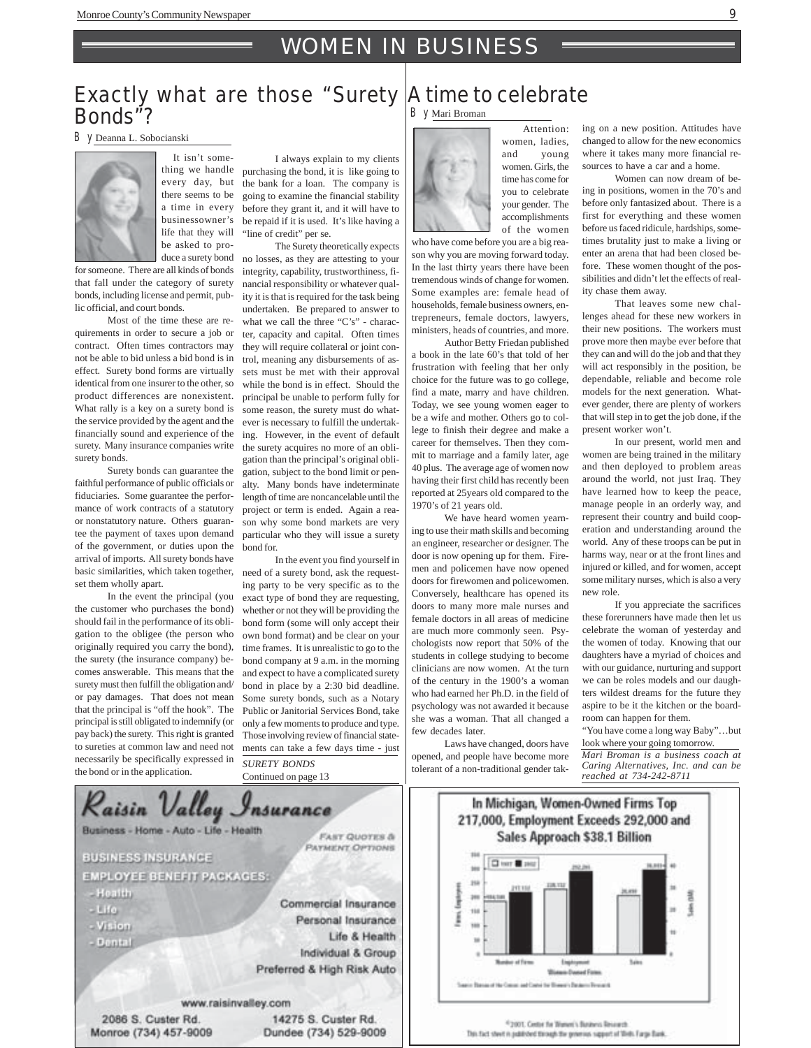# WOMEN IN BUSINESS

## Exactly what are those "Surety Bonds"?

By Deanna L. Sobocianski

It isn't something we handle every day, but there seems to be a time in every businessowner's life that they will be asked to produce a surety bond for someone. There are all kinds of bonds that fall under the category of surety bonds, including license and permit, public official, and court bonds.

Most of the time these are requirements in order to secure a job or contract. Often times contractors may not be able to bid unless a bid bond is in effect. Surety bond forms are virtually identical from one insurer to the other, so product differences are nonexistent. What rally is a key on a surety bond is the service provided by the agent and the financially sound and experience of the surety. Many insurance companies write surety bonds.

Surety bonds can guarantee the faithful performance of public officials or fiduciaries. Some guarantee the performance of work contracts of a statutory or nonstatutory nature. Others guarantee the payment of taxes upon demand of the government, or duties upon the arrival of imports. All surety bonds have basic similarities, which taken together, set them wholly apart.

In the event the principal (you the customer who purchases the bond) should fail in the performance of its obligation to the obligee (the person who originally required you carry the bond), the surety (the insurance company) becomes answerable. This means that the surety must then fulfill the obligation and/or pay damages. That does not mean that the principal is "off the hook". The principal is still obligated to indemnify (or pay back) the surety. This right is granted to sureties at common law and need not necessarily be specifically expressed in the bond or in the application.

I always explain to my clients purchasing the bond, it is like going to the bank for a loan. The company is going to examine the financial stability before they grant it, and it will have to be repaid if it is used. It's like having a "line of credit" per se.

The Surety theoretically expects no losses, as they are attesting to your integrity, capability, trustworthiness, financial responsibility or whatever quality it is that is required for the task being undertaken. Be prepared to answer to what we call the three "C's" - character, capacity and capital. Often times they will require collateral or joint control, meaning any disbursements of assets must be met with their approval while the bond is in effect. Should the principal be unable to perform fully for some reason, the surety must do whatever is necessary to fulfill the undertaking. However, in the event of default the surety acquires no more of an obligation than the principal's original obligation, subject to the bond limit or penalty. Many bonds have indeterminate length of time are noncancelable until the project or term is ended. Again a reason why some bond markets are very particular who they will issue a surety bond for.

In the event you find yourself in need of a surety bond, ask the requesting party to be very specific as to the exact type of bond they are requesting, whether or not they will be providing the bond form (some will only accept their own bond format) and be clear on your time frames. It is unrealistic to go to the bond company at 9 a.m. in the morning and expect to have a complicated surety bond in place by a 2:30 bid deadline. Some surety bonds, such as a Notary Public or Janitorial Services Bond, take only a few moments to produce and type. Those involving review of financial statements can take a few days time - just

*SURETY BONDS*
Continued on page 13

## A time to celebrate

By Mari Broman

Attention: women, ladies, and young women. Girls, the time has come for you to celebrate your gender. The accomplishments of the women who have come before you are a big reason why you are moving forward today. In the last thirty years there have been tremendous winds of change for women. Some examples are: female head of households, female business owners, entrepreneurs, female doctors, lawyers, ministers, heads of countries, and more.

Author Betty Friedan published a book in the late 60's that told of her frustration with feeling that her only choice for the future was to go college, find a mate, marry and have children. Today, we see young women eager to be a wife and mother. Others go to college to finish their degree and make a career for themselves. Then they commit to marriage and a family later, age 40 plus. The average age of women now having their first child has recently been reported at 25years old compared to the 1970's of 21 years old.

We have heard women yearning to use their math skills and becoming an engineer, researcher or designer. The door is now opening up for them. Firemen and policemen have now opened doors for firewomen and policewomen. Conversely, healthcare has opened its doors to many more male nurses and female doctors in all areas of medicine are much more commonly seen. Psychologists now report that 50% of the students in college studying to become clinicians are now women. At the turn of the century in the 1900's a woman who had earned her Ph.D. in the field of psychology was not awarded it because she was a woman. That all changed a few decades later.

Laws have changed, doors have opened, and people have become more tolerant of a non-traditional gender taking on a new position. Attitudes have changed to allow for the new economics where it takes many more financial resources to have a car and a home.

Women can now dream of being in positions, women in the 70's and before only fantasized about. There is a first for everything and these women before us faced ridicule, hardships, sometimes brutality just to make a living or enter an arena that had been closed before. These women thought of the possibilities and didn't let the effects of reality chase them away.

That leaves some new challenges ahead for these new workers in their new positions. The workers must prove more then maybe ever before that they can and will do the job and that they will act responsibly in the position, be dependable, reliable and become role models for the next generation. Whatever gender, there are plenty of workers that will step in to get the job done, if the present worker won't.

In our present, world men and women are being trained in the military and then deployed to problem areas around the world, not just Iraq. They have learned how to keep the peace, manage people in an orderly way, and represent their country and build cooperation and understanding around the world. Any of these troops can be put in harms way, near or at the front lines and injured or killed, and for women, accept some military nurses, which is also a very new role.

If you appreciate the sacrifices these forerunners have made then let us celebrate the woman of yesterday and the women of today. Knowing that our daughters have a myriad of choices and with our guidance, nurturing and support we can be roles models and our daughters wildest dreams for the future they aspire to be it the kitchen or the boardroom can happen for them.

"You have come a long way Baby"…but look where your going tomorrow.

*Mari Broman is a business coach at Caring Alternatives, Inc. and can be reached at 734-242-8711*

---

**Raisin Valley Insurance**

Business - Home - Auto - Life - Health

FAST QUOTES & PAYMENT OPTIONS

BUSINESS INSURANCE

EMPLOYEE BENEFIT PACKAGES:
- Health
- Life
- Vision
- Dental

Commercial Insurance
Personal Insurance
Life & Health
Individual & Group
Preferred & High Risk Auto

www.raisinvalley.com

2086 S. Custer Rd. Monroe (734) 457-9009

14275 S. Custer Rd. Dundee (734) 529-9009

---

**In Michigan, Women-Owned Firms Top 217,000, Employment Exceeds 292,000 and Sales Approach $38.1 Billion**

©2001. Center for Women's Business Research.
This fact sheet is published through the generous support of Wells Fargo Bank.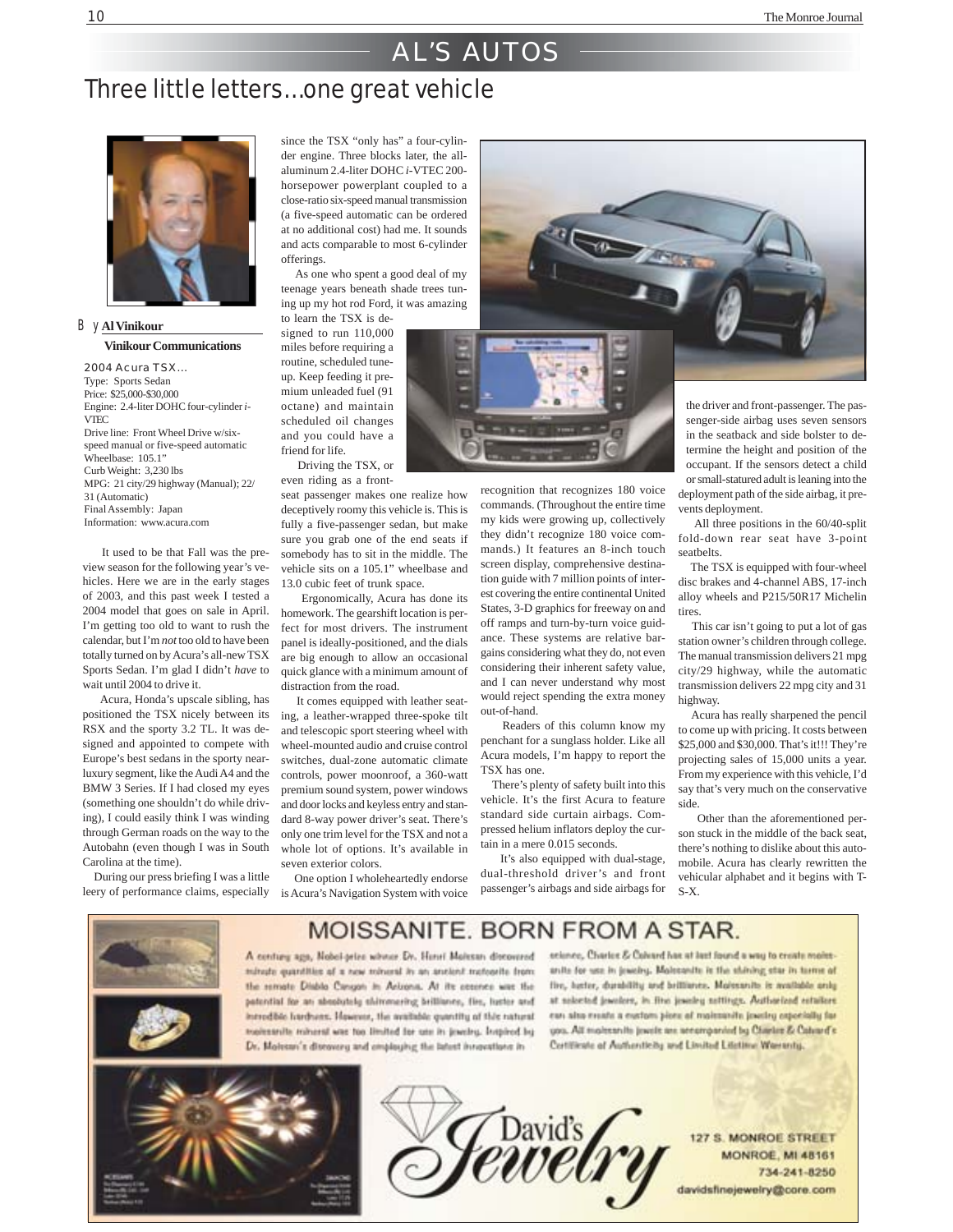# AL'S AUTOS

## Three little letters…one great vehicle

By **Al Vinikour**

**Vinikour Communications**

2004 Acura TSX…
Type: Sports Sedan
Price: $25,000-$30,000
Engine: 2.4-liter DOHC four-cylinder *i*-VTEC
Drive line: Front Wheel Drive w/six-speed manual or five-speed automatic
Wheelbase: 105.1"
Curb Weight: 3,230 lbs
MPG: 21 city/29 highway (Manual); 22/31 (Automatic)
Final Assembly: Japan
Information: www.acura.com

It used to be that Fall was the preview season for the following year's vehicles. Here we are in the early stages of 2003, and this past week I tested a 2004 model that goes on sale in April. I'm getting too old to want to rush the calendar, but I'm *not* too old to have been totally turned on by Acura's all-new TSX Sports Sedan. I'm glad I didn't *have* to wait until 2004 to drive it.

Acura, Honda's upscale sibling, has positioned the TSX nicely between its RSX and the sporty 3.2 TL. It was designed and appointed to compete with Europe's best sedans in the sporty near-luxury segment, like the Audi A4 and the BMW 3 Series. If I had closed my eyes (something one shouldn't do while driving), I could easily think I was winding through German roads on the way to the Autobahn (even though I was in South Carolina at the time).

During our press briefing I was a little leery of performance claims, especially since the TSX "only has" a four-cylinder engine. Three blocks later, the all-aluminum 2.4-liter DOHC *i*-VTEC 200-horsepower powerplant coupled to a close-ratio six-speed manual transmission (a five-speed automatic can be ordered at no additional cost) had me. It sounds and acts comparable to most 6-cylinder offerings.

As one who spent a good deal of my teenage years beneath shade trees tuning up my hot rod Ford, it was amazing to learn the TSX is designed to run 110,000 miles before requiring a routine, scheduled tune-up. Keep feeding it premium unleaded fuel (91 octane) and maintain scheduled oil changes and you could have a friend for life.

Driving the TSX, or even riding as a front-seat passenger makes one realize how deceptively roomy this vehicle is. This is fully a five-passenger sedan, but make sure you grab one of the end seats if somebody has to sit in the middle. The vehicle sits on a 105.1" wheelbase and 13.0 cubic feet of trunk space.

Ergonomically, Acura has done its homework. The gearshift location is perfect for most drivers. The instrument panel is ideally-positioned, and the dials are big enough to allow an occasional quick glance with a minimum amount of distraction from the road.

It comes equipped with leather seating, a leather-wrapped three-spoke tilt and telescopic sport steering wheel with wheel-mounted audio and cruise control switches, dual-zone automatic climate controls, power moonroof, a 360-watt premium sound system, power windows and door locks and keyless entry and standard 8-way power driver's seat. There's only one trim level for the TSX and not a whole lot of options. It's available in seven exterior colors.

One option I wholeheartedly endorse is Acura's Navigation System with voice recognition that recognizes 180 voice commands. (Throughout the entire time my kids were growing up, collectively they didn't recognize 180 voice commands.) It features an 8-inch touch screen display, comprehensive destination guide with 7 million points of interest covering the entire continental United States, 3-D graphics for freeway on and off ramps and turn-by-turn voice guidance. These systems are relative bargains considering what they do, not even considering their inherent safety value, and I can never understand why most would reject spending the extra money out-of-hand.

Readers of this column know my penchant for a sunglass holder. Like all Acura models, I'm happy to report the TSX has one.

There's plenty of safety built into this vehicle. It's the first Acura to feature standard side curtain airbags. Compressed helium inflators deploy the curtain in a mere 0.015 seconds.

It's also equipped with dual-stage, dual-threshold driver's and front passenger's airbags and side airbags for the driver and front-passenger. The passenger-side airbag uses seven sensors in the seatback and side bolster to determine the height and position of the occupant. If the sensors detect a child or small-statured adult is leaning into the deployment path of the side airbag, it prevents deployment.

All three positions in the 60/40-split fold-down rear seat have 3-point seatbelts.

The TSX is equipped with four-wheel disc brakes and 4-channel ABS, 17-inch alloy wheels and P215/50R17 Michelin tires.

This car isn't going to put a lot of gas station owner's children through college. The manual transmission delivers 21 mpg city/29 highway, while the automatic transmission delivers 22 mpg city and 31 highway.

Acura has really sharpened the pencil to come up with pricing. It costs between $25,000 and $30,000. That's it!!! They're projecting sales of 15,000 units a year. From my experience with this vehicle, I'd say that's very much on the conservative side.

Other than the aforementioned person stuck in the middle of the back seat, there's nothing to dislike about this automobile. Acura has clearly rewritten the vehicular alphabet and it begins with T-S-X.

---

# MOISSANITE. BORN FROM A STAR.

A century ago, Nobel-prize winner Dr. Henri Moissan discovered minute quantities of a new mineral in an ancient meteorite from the remote Diablo Canyon in Arizona. At its essence was the potential for an absolutely shimmering brilliance, fire, luster and incredible hardness. However, the available quantity of this natural moissanite mineral was too limited for use in jewelry. Inspired by Dr. Moissan's discovery and employing the latest innovations in science, Charles & Colvard has at last found a way to create moissanite for use in jewelry. Moissanite is the shining star in terms of fire, luster, durability and brilliance. Moissanite is available only at selected jewelers, in fine jewelry settings. Authorized retailers can also create a custom piece of moissanite jewelry especially for you. All moissanite jewels are accompanied by Charles & Colvard's Certificate of Authenticity and Limited Lifetime Warranty.

**David's Jewelry**

127 S. MONROE STREET
MONROE, MI 48161
734-241-8250
davidsfinejewelry@core.com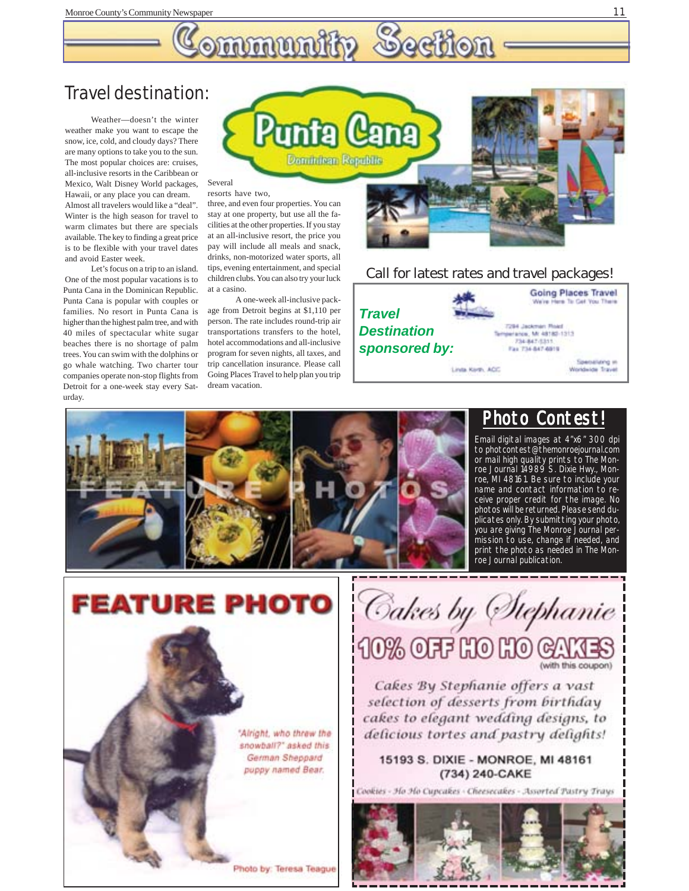# Community Section

## Travel destination:

# Punta Cana

Dominican Republic

Weather—doesn't the winter weather make you want to escape the snow, ice, cold, and cloudy days? There are many options to take you to the sun. The most popular choices are: cruises, all-inclusive resorts in the Caribbean or Mexico, Walt Disney World packages, Hawaii, or any place you can dream. Almost all travelers would like a "deal". Winter is the high season for travel to warm climates but there are specials available. The key to finding a great price is to be flexible with your travel dates and avoid Easter week.

Let's focus on a trip to an island. One of the most popular vacations is to Punta Cana in the Dominican Republic. Punta Cana is popular with couples or families. No resort in Punta Cana is higher than the highest palm tree, and with 40 miles of spectacular white sugar beaches there is no shortage of palm trees. You can swim with the dolphins or go whale watching. Two charter tour companies operate non-stop flights from Detroit for a one-week stay every Saturday.

Several resorts have two, three, and even four properties. You can stay at one property, but use all the facilities at the other properties. If you stay at an all-inclusive resort, the price you pay will include all meals and snack, drinks, non-motorized water sports, all tips, evening entertainment, and special children clubs. You can also try your luck at a casino.

A one-week all-inclusive package from Detroit begins at $1,110 per person. The rate includes round-trip air transportations transfers to the hotel, hotel accommodations and all-inclusive program for seven nights, all taxes, and trip cancellation insurance. Please call Going Places Travel to help plan you trip dream vacation.

Call for latest rates and travel packages!

***Travel Destination sponsored by:***

**Going Places Travel**
We're Here To Get You There

7294 Jackman Road
Temperance, MI 48182-1313
734-847-5311
Fax 734-847-6819

Linda Korth, ACC

Specializing in Worldwide Travel

## Photo Contest!

FEATURE PHOTOS

Email digital images at 4"x6" 300 dpi to photcontest@themonroejournal.com or mail high quality prints to The Monroe Journal 14989 S. Dixie Hwy., Monroe, MI 48161. Be sure to include your name and contact information to receive proper credit for the image. No photos will be returned. Please send duplicates only. By submitting your photo, you are giving The Monroe Journal permission to use, change if needed, and print the photo as needed in The Monroe Journal publication.

## FEATURE PHOTO

"Alright, who threw the snowball?" asked this German Sheppard puppy named Bear.

Photo by: Teresa Teague

# Cakes by Stephanie

**10% OFF HO HO CAKES**
(with this coupon)

*Cakes By Stephanie offers a vast selection of desserts from birthday cakes to elegant wedding designs, to delicious tortes and pastry delights!*

**15193 S. DIXIE - MONROE, MI 48161**
**(734) 240-CAKE**

Cookies - Ho Ho Cupcakes - Cheesecakes - Assorted Pastry Trays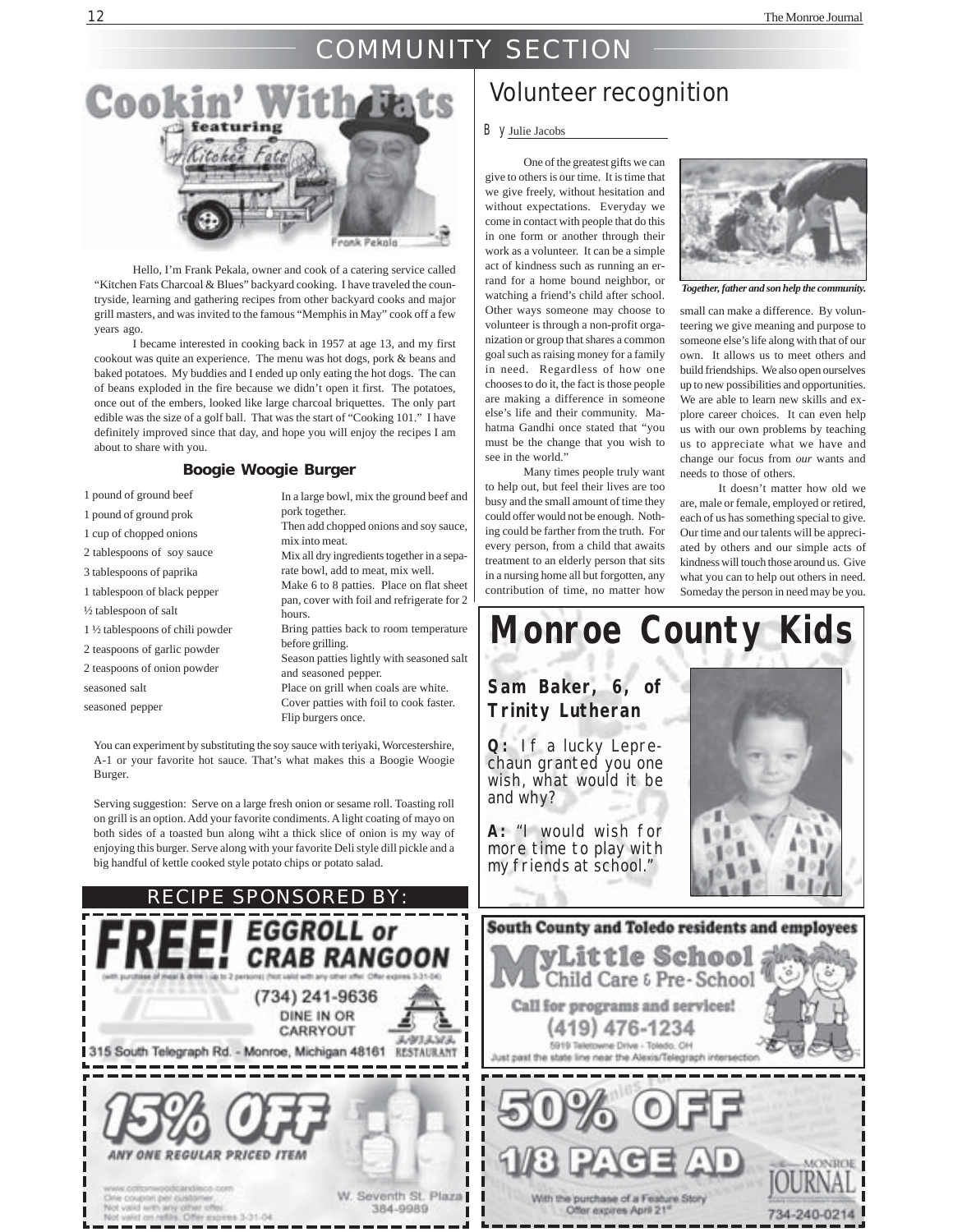# COMMUNITY SECTION

## Cookin' With Fats

featuring Kitchen Fats

Frank Pekala

Hello, I'm Frank Pekala, owner and cook of a catering service called "Kitchen Fats Charcoal & Blues" backyard cooking. I have traveled the countryside, learning and gathering recipes from other backyard cooks and major grill masters, and was invited to the famous "Memphis in May" cook off a few years ago.

I became interested in cooking back in 1957 at age 13, and my first cookout was quite an experience. The menu was hot dogs, pork & beans and baked potatoes. My buddies and I ended up only eating the hot dogs. The can of beans exploded in the fire because we didn't open it first. The potatoes, once out of the embers, looked like large charcoal briquettes. The only part edible was the size of a golf ball. That was the start of "Cooking 101." I have definitely improved since that day, and hope you will enjoy the recipes I am about to share with you.

### Boogie Woogie Burger

- 1 pound of ground beef
- 1 pound of ground prok
- 1 cup of chopped onions
- 2 tablespoons of soy sauce
- 3 tablespoons of paprika
- 1 tablespoon of black pepper
- ½ tablespoon of salt
- 1 ½ tablespoons of chili powder
- 2 teaspoons of garlic powder
- 2 teaspoons of onion powder
- seasoned salt
- seasoned pepper

In a large bowl, mix the ground beef and pork together.
Then add chopped onions and soy sauce, mix into meat.
Mix all dry ingredients together in a separate bowl, add to meat, mix well.
Make 6 to 8 patties. Place on flat sheet pan, cover with foil and refrigerate for 2 hours.
Bring patties back to room temperature before grilling.
Season patties lightly with seasoned salt and seasoned pepper.
Place on grill when coals are white.
Cover patties with foil to cook faster.
Flip burgers once.

You can experiment by substituting the soy sauce with teriyaki, Worcestershire, A-1 or your favorite hot sauce. That's what makes this a Boogie Woogie Burger.

Serving suggestion: Serve on a large fresh onion or sesame roll. Toasting roll on grill is an option. Add your favorite condiments. A light coating of mayo on both sides of a toasted bun along wiht a thick slice of onion is my way of enjoying this burger. Serve along with your favorite Deli style dill pickle and a big handful of kettle cooked style potato chips or potato salad.

## Volunteer recognition

By Julie Jacobs

One of the greatest gifts we can give to others is our time. It is time that we give freely, without hesitation and without expectations. Everyday we come in contact with people that do this in one form or another through their work as a volunteer. It can be a simple act of kindness such as running an errand for a home bound neighbor, or watching a friend's child after school. Other ways someone may choose to volunteer is through a non-profit organization or group that shares a common goal such as raising money for a family in need. Regardless of how one chooses to do it, the fact is those people are making a difference in someone else's life and their community. Mahatma Gandhi once stated that "you must be the change that you wish to see in the world."

*Together, father and son help the community.*

Many times people truly want to help out, but feel their lives are too busy and the small amount of time they could offer would not be enough. Nothing could be farther from the truth. For every person, from a child that awaits treatment to an elderly person that sits in a nursing home all but forgotten, any contribution of time, no matter how small can make a difference. By volunteering we give meaning and purpose to someone else's life along with that of our own. It allows us to meet others and build friendships. We also open ourselves up to new possibilities and opportunities. We are able to learn new skills and explore career choices. It can even help us with our own problems by teaching us to appreciate what we have and change our focus from *our* wants and needs to those of others.

It doesn't matter how old we are, male or female, employed or retired, each of us has something special to give. Our time and our talents will be appreciated by others and our simple acts of kindness will touch those around us. Give what you can to help out others in need. Someday the person in need may be you.

## Monroe County Kids

**Sam Baker, 6, of Trinity Lutheran**

**Q:** If a lucky Leprechaun granted you one wish, what would it be and why?

**A:** "I would wish for more time to play with my friends at school."

## RECIPE SPONSORED BY:

**FREE! EGGROLL or CRAB RANGOON**
(with purchase of meal & drink - up to 2 persons) (Not valid with any other offer. Offer expires 3-31-04)
(734) 241-9636
DINE IN OR CARRYOUT
315 South Telegraph Rd. - Monroe, Michigan 48161 — ASIANA RESTAURANT

**15% OFF**
ANY ONE REGULAR PRICED ITEM
www.cottonwoodcandleco.com
One coupon per customer.
Not valid with any other offer.
Not valid on refills. Offer expires 3-31-04
W. Seventh St. Plaza
384-9989

**South County and Toledo residents and employees**
MyLittle School Child Care & Pre-School
Call for programs and services!
(419) 476-1234
5919 Teletowne Drive - Toledo, OH
Just past the state line near the Alexis/Telegraph intersection.

**50% OFF 1/8 PAGE AD**
With the purchase of a Feature Story
Offer expires April 21st
MONROE JOURNAL
734-240-0214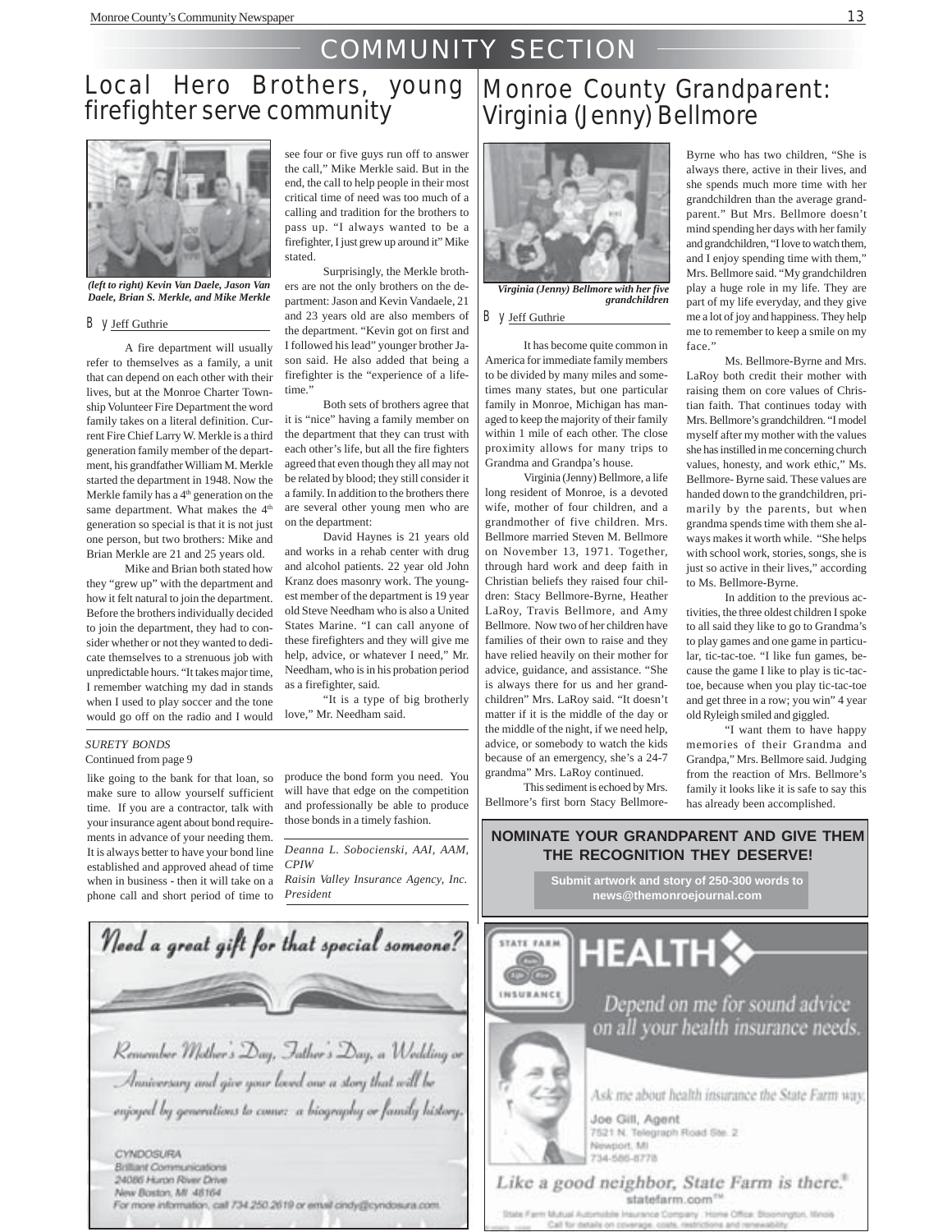# COMMUNITY SECTION

## Local Hero Brothers, young firefighter serve community

*(left to right) Kevin Van Daele, Jason Van Daele, Brian S. Merkle, and Mike Merkle*

By Jeff Guthrie

A fire department will usually refer to themselves as a family, a unit that can depend on each other with their lives, but at the Monroe Charter Township Volunteer Fire Department the word family takes on a literal definition. Current Fire Chief Larry W. Merkle is a third generation family member of the department, his grandfather William M. Merkle started the department in 1948. Now the Merkle family has a 4th generation on the same department. What makes the 4th generation so special is that it is not just one person, but two brothers: Mike and Brian Merkle are 21 and 25 years old.

Mike and Brian both stated how they "grew up" with the department and how it felt natural to join the department. Before the brothers individually decided to join the department, they had to consider whether or not they wanted to dedicate themselves to a strenuous job with unpredictable hours. "It takes major time, I remember watching my dad in stands when I used to play soccer and the tone would go off on the radio and I would see four or five guys run off to answer the call," Mike Merkle said. But in the end, the call to help people in their most critical time of need was too much of a calling and tradition for the brothers to pass up. "I always wanted to be a firefighter, I just grew up around it" Mike stated.

Surprisingly, the Merkle brothers are not the only brothers on the department: Jason and Kevin Vandaele, 21 and 23 years old are also members of the department. "Kevin got on first and I followed his lead" younger brother Jason said. He also added that being a firefighter is the "experience of a lifetime."

Both sets of brothers agree that it is "nice" having a family member on the department that they can trust with each other's life, but all the fire fighters agreed that even though they all may not be related by blood; they still consider it a family. In addition to the brothers there are several other young men who are on the department:

David Haynes is 21 years old and works in a rehab center with drug and alcohol patients. 22 year old John Kranz does masonry work. The youngest member of the department is 19 year old Steve Needham who is also a United States Marine. "I can call anyone of these firefighters and they will give me help, advice, or whatever I need," Mr. Needham, who is in his probation period as a firefighter, said.

"It is a type of big brotherly love," Mr. Needham said.

*SURETY BONDS*
Continued from page 9

like going to the bank for that loan, so make sure to allow yourself sufficient time. If you are a contractor, talk with your insurance agent about bond requirements in advance of your needing them. It is always better to have your bond line established and approved ahead of time when in business - then it will take on a phone call and short period of time to produce the bond form you need. You will have that edge on the competition and professionally be able to produce those bonds in a timely fashion.

*Deanna L. Sobocienski, AAI, AAM, CPIW*
*Raisin Valley Insurance Agency, Inc. President*

## Monroe County Grandparent: Virginia (Jenny) Bellmore

*Virginia (Jenny) Bellmore with her five grandchildren*

By Jeff Guthrie

It has become quite common in America for immediate family members to be divided by many miles and sometimes many states, but one particular family in Monroe, Michigan has managed to keep the majority of their family within 1 mile of each other. The close proximity allows for many trips to Grandma and Grandpa's house.

Virginia (Jenny) Bellmore, a life long resident of Monroe, is a devoted wife, mother of four children, and a grandmother of five children. Mrs. Bellmore married Steven M. Bellmore on November 13, 1971. Together, through hard work and deep faith in Christian beliefs they raised four children: Stacy Bellmore-Byrne, Heather LaRoy, Travis Bellmore, and Amy Bellmore. Now two of her children have families of their own to raise and they have relied heavily on their mother for advice, guidance, and assistance. "She is always there for us and her grandchildren" Mrs. LaRoy said. "It doesn't matter if it is the middle of the day or the middle of the night, if we need help, advice, or somebody to watch the kids because of an emergency, she's a 24-7 grandma" Mrs. LaRoy continued.

This sediment is echoed by Mrs. Bellmore's first born Stacy Bellmore-Byrne who has two children, "She is always there, active in their lives, and she spends much more time with her grandchildren than the average grandparent." But Mrs. Bellmore doesn't mind spending her days with her family and grandchildren, "I love to watch them, and I enjoy spending time with them," Mrs. Bellmore said. "My grandchildren play a huge role in my life. They are part of my life everyday, and they give me a lot of joy and happiness. They help me to remember to keep a smile on my face."

Ms. Bellmore-Byrne and Mrs. LaRoy both credit their mother with raising them on core values of Christian faith. That continues today with Mrs. Bellmore's grandchildren. "I model myself after my mother with the values she has instilled in me concerning church values, honesty, and work ethic," Ms. Bellmore- Byrne said. These values are handed down to the grandchildren, primarily by the parents, but when grandma spends time with them she always makes it worth while. "She helps with school work, stories, songs, she is just so active in their lives," according to Ms. Bellmore-Byrne.

In addition to the previous activities, the three oldest children I spoke to all said they like to go to Grandma's to play games and one game in particular, tic-tac-toe. "I like fun games, because the game I like to play is tic-tac-toe, because when you play tic-tac-toe and get three in a row; you win" 4 year old Ryleigh smiled and giggled.

"I want them to have happy memories of their Grandma and Grandpa," Mrs. Bellmore said. Judging from the reaction of Mrs. Bellmore's family it looks like it is safe to say this has already been accomplished.

**NOMINATE YOUR GRANDPARENT AND GIVE THEM THE RECOGNITION THEY DESERVE!**

**Submit artwork and story of 250-300 words to news@themonroejournal.com**

*Need a great gift for that special someone?*

*Remember Mother's Day, Father's Day, a Wedding or Anniversary and give your loved one a story that will be enjoyed by generations to come: a biography or family history.*

CYNDOSURA
Brilliant Communications
24086 Huron River Drive
New Boston, MI 48164
For more information, call 734.250.2619 or email cindy@cyndosura.com

STATE FARM INSURANCE

**HEALTH**

*Depend on me for sound advice on all your health insurance needs.*

Ask me about health insurance the State Farm way.

Joe Gill, Agent
7521 N. Telegraph Road Ste. 2
Newport, MI
734-586-8778

*Like a good neighbor, State Farm is there.®*
statefarm.com™

State Farm Mutual Automobile Insurance Company · Home Office: Bloomington, Illinois
Call for details on coverage, costs, restrictions and renewability.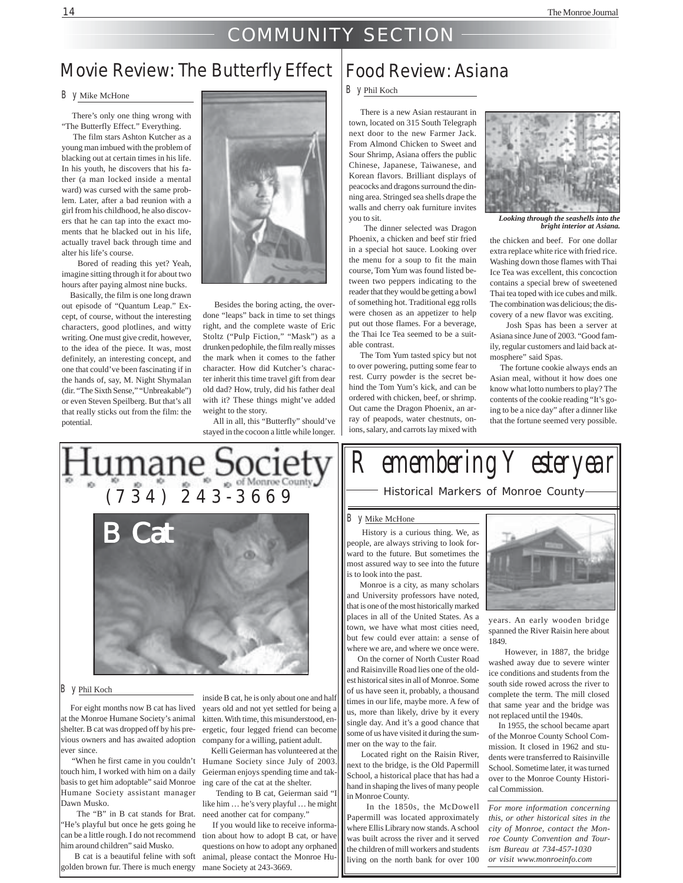# COMMUNITY SECTION

## Movie Review: The Butterfly Effect

By Mike McHone

There's only one thing wrong with "The Butterfly Effect." Everything.

The film stars Ashton Kutcher as a young man imbued with the problem of blacking out at certain times in his life. In his youth, he discovers that his father (a man locked inside a mental ward) was cursed with the same problem. Later, after a bad reunion with a girl from his childhood, he also discovers that he can tap into the exact moments that he blacked out in his life, actually travel back through time and alter his life's course.

Bored of reading this yet? Yeah, imagine sitting through it for about two hours after paying almost nine bucks.

Basically, the film is one long drawn out episode of "Quantum Leap." Except, of course, without the interesting characters, good plotlines, and witty writing. One must give credit, however, to the idea of the piece. It was, most definitely, an interesting concept, and one that could've been fascinating if in the hands of, say, M. Night Shymalan (dir. "The Sixth Sense," "Unbreakable") or even Steven Spielberg. But that's all that really sticks out from the film: the potential.

Besides the boring acting, the overdone "leaps" back in time to set things right, and the complete waste of Eric Stoltz ("Pulp Fiction," "Mask") as a drunken pedophile, the film really misses the mark when it comes to the father character. How did Kutcher's character inherit this time travel gift from dear old dad? How, truly, did his father deal with it? These things might've added weight to the story.

All in all, this "Butterfly" should've stayed in the cocoon a little while longer.

## Food Review: Asiana

By Phil Koch

There is a new Asian restaurant in town, located on 315 South Telegraph next door to the new Farmer Jack. From Almond Chicken to Sweet and Sour Shrimp, Asiana offers the public Chinese, Japanese, Taiwanese, and Korean flavors. Brilliant displays of peacocks and dragons surround the dining area. Stringed sea shells drape the walls and cherry oak furniture invites you to sit.

The dinner selected was Dragon Phoenix, a chicken and beef stir fried in a special hot sauce. Looking over the menu for a soup to fit the main course, Tom Yum was found listed between two peppers indicating to the reader that they would be getting a bowl of something hot. Traditional egg rolls were chosen as an appetizer to help put out those flames. For a beverage, the Thai Ice Tea seemed to be a suitable contrast.

The Tom Yum tasted spicy but not to over powering, putting some fear to rest. Curry powder is the secret behind the Tom Yum's kick, and can be ordered with chicken, beef, or shrimp. Out came the Dragon Phoenix, an array of peapods, water chestnuts, onions, salary, and carrots lay mixed with the chicken and beef. For one dollar extra replace white rice with fried rice. Washing down those flames with Thai Ice Tea was excellent, this concoction contains a special brew of sweetened Thai tea toped with ice cubes and milk. The combination was delicious; the discovery of a new flavor was exciting.

*Looking through the seashells into the bright interior at Asiana.*

Josh Spas has been a server at Asiana since June of 2003. "Good family, regular customers and laid back atmosphere" said Spas.

The fortune cookie always ends an Asian meal, without it how does one know what lotto numbers to play? The contents of the cookie reading "It's going to be a nice day" after a dinner like that the fortune seemed very possible.

## Humane Society of Monroe County

(734) 243-3669

### B Cat

By Phil Koch

For eight months now B cat has lived at the Monroe Humane Society's animal shelter. B cat was dropped off by his previous owners and has awaited adoption ever since.

"When he first came in you couldn't touch him, I worked with him on a daily basis to get him adoptable" said Monroe Humane Society assistant manager Dawn Musko.

The "B" in B cat stands for Brat. "He's playful but once he gets going he can be a little rough. I do not recommend him around children" said Musko.

B cat is a beautiful feline with soft golden brown fur. There is much energy inside B cat, he is only about one and half years old and not yet settled for being a kitten. With time, this misunderstood, energetic, four legged friend can become company for a willing, patient adult.

Kelli Geierman has volunteered at the Humane Society since July of 2003. Geierman enjoys spending time and taking care of the cat at the shelter.

Tending to B cat, Geierman said "I like him … he's very playful … he might need another cat for company."

If you would like to receive information about how to adopt B cat, or have questions on how to adopt any orphaned animal, please contact the Monroe Humane Society at 243-3669.

## Remembering Yesteryear

### Historical Markers of Monroe County

By Mike McHone

History is a curious thing. We, as people, are always striving to look forward to the future. But sometimes the most assured way to see into the future is to look into the past.

Monroe is a city, as many scholars and University professors have noted, that is one of the most historically marked places in all of the United States. As a town, we have what most cities need, but few could ever attain: a sense of where we are, and where we once were.

On the corner of North Custer Road and Raisinville Road lies one of the oldest historical sites in all of Monroe. Some of us have seen it, probably, a thousand times in our life, maybe more. A few of us, more than likely, drive by it every single day. And it's a good chance that some of us have visited it during the summer on the way to the fair.

Located right on the Raisin River, next to the bridge, is the Old Papermill School, a historical place that has had a hand in shaping the lives of many people in Monroe County.

In the 1850s, the McDowell Papermill was located approximately where Ellis Library now stands. A school was built across the river and it served the children of mill workers and students living on the north bank for over 100 years. An early wooden bridge spanned the River Raisin here about 1849.

However, in 1887, the bridge washed away due to severe winter ice conditions and students from the south side rowed across the river to complete the term. The mill closed that same year and the bridge was not replaced until the 1940s.

In 1955, the school became apart of the Monroe County School Commission. It closed in 1962 and students were transferred to Raisinville School. Sometime later, it was turned over to the Monroe County Historical Commission.

*For more information concerning this, or other historical sites in the city of Monroe, contact the Monroe County Convention and Tourism Bureau at 734-457-1030 or visit www.monroeinfo.com*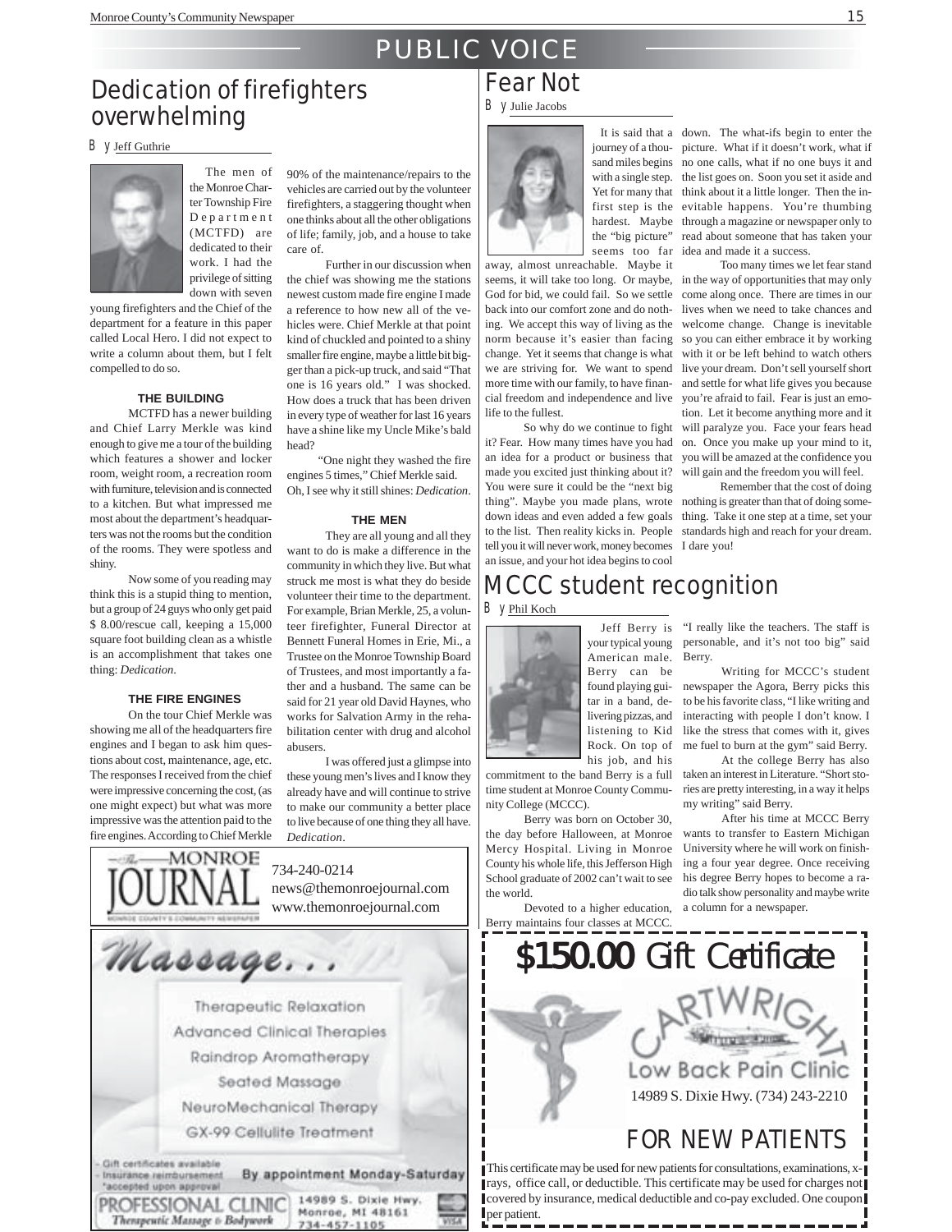# PUBLIC VOICE

## Dedication of firefighters overwhelming

By Jeff Guthrie

The men of the Monroe Charter Township Fire Department (MCTFD) are dedicated to their work. I had the privilege of sitting down with seven young firefighters and the Chief of the department for a feature in this paper called Local Hero. I did not expect to write a column about them, but I felt compelled to do so.

### THE BUILDING

MCTFD has a newer building and Chief Larry Merkle was kind enough to give me a tour of the building which features a shower and locker room, weight room, a recreation room with furniture, television and is connected to a kitchen. But what impressed me most about the department's headquarters was not the rooms but the condition of the rooms. They were spotless and shiny.

Now some of you reading may think this is a stupid thing to mention, but a group of 24 guys who only get paid $ 8.00/rescue call, keeping a 15,000 square foot building clean as a whistle is an accomplishment that takes one thing: *Dedication*.

### THE FIRE ENGINES

On the tour Chief Merkle was showing me all of the headquarters fire engines and I began to ask him questions about cost, maintenance, age, etc. The responses I received from the chief were impressive concerning the cost, (as one might expect) but what was more impressive was the attention paid to the fire engines. According to Chief Merkle 90% of the maintenance/repairs to the vehicles are carried out by the volunteer firefighters, a staggering thought when one thinks about all the other obligations of life; family, job, and a house to take care of.

Further in our discussion when the chief was showing me the stations newest custom made fire engine I made a reference to how new all of the vehicles were. Chief Merkle at that point kind of chuckled and pointed to a shiny smaller fire engine, maybe a little bit bigger than a pick-up truck, and said "That one is 16 years old." I was shocked. How does a truck that has been driven in every type of weather for last 16 years have a shine like my Uncle Mike's bald head?

"One night they washed the fire engines 5 times," Chief Merkle said. Oh, I see why it still shines: *Dedication*.

### THE MEN

They are all young and all they want to do is make a difference in the community in which they live. But what struck me most is what they do beside volunteer their time to the department. For example, Brian Merkle, 25, a volunteer firefighter, Funeral Director at Bennett Funeral Homes in Erie, Mi., a Trustee on the Monroe Township Board of Trustees, and most importantly a father and a husband. The same can be said for 21 year old David Haynes, who works for Salvation Army in the rehabilitation center with drug and alcohol abusers.

I was offered just a glimpse into these young men's lives and I know they already have and will continue to strive to make our community a better place to live because of one thing they all have. *Dedication*.

The Monroe Journal
734-240-0214
news@themonroejournal.com
www.themonroejournal.com

## Fear Not

By Julie Jacobs

It is said that a journey of a thousand miles begins with a single step. Yet for many that first step is the hardest. Maybe the "big picture" seems too far away, almost unreachable. Maybe it seems, it will take too long. Or maybe, God for bid, we could fail. So we settle back into our comfort zone and do nothing. We accept this way of living as the norm because it's easier than facing change. Yet it seems that change is what we are striving for. We want to spend more time with our family, to have financial freedom and independence and live life to the fullest.

So why do we continue to fight it? Fear. How many times have you had an idea for a product or business that made you excited just thinking about it? You were sure it could be the "next big thing". Maybe you made plans, wrote down ideas and even added a few goals to the list. Then reality kicks in. People tell you it will never work, money becomes an issue, and your hot idea begins to cool down. The what-ifs begin to enter the picture. What if it doesn't work, what if no one calls, what if no one buys it and the list goes on. Soon you set it aside and think about it a little longer. Then the inevitable happens. You're thumbing through a magazine or newspaper only to read about someone that has taken your idea and made it a success.

Too many times we let fear stand in the way of opportunities that may only come along once. There are times in our lives when we need to take chances and welcome change. Change is inevitable so you can either embrace it by working with it or be left behind to watch others live your dream. Don't sell yourself short and settle for what life gives you because you're afraid to fail. Fear is just an emotion. Let it become anything more and it will paralyze you. Face your fears head on. Once you make up your mind to it, you will be amazed at the confidence you will gain and the freedom you will feel.

Remember that the cost of doing nothing is greater than that of doing something. Take it one step at a time, set your standards high and reach for your dream. I dare you!

## MCCC student recognition

By Phil Koch

Jeff Berry is your typical young American male. Berry can be found playing guitar in a band, delivering pizzas, and listening to Kid Rock. On top of his job, and his commitment to the band Berry is a full time student at Monroe County Community College (MCCC).

Berry was born on October 30, the day before Halloween, at Monroe Mercy Hospital. Living in Monroe County his whole life, this Jefferson High School graduate of 2002 can't wait to see the world.

Devoted to a higher education, Berry maintains four classes at MCCC. "I really like the teachers. The staff is personable, and it's not too big" said Berry.

Writing for MCCC's student newspaper the Agora, Berry picks this to be his favorite class, "I like writing and interacting with people I don't know. I like the stress that comes with it, gives me fuel to burn at the gym" said Berry.

At the college Berry has also taken an interest in Literature. "Short stories are pretty interesting, in a way it helps my writing" said Berry.

After his time at MCCC Berry wants to transfer to Eastern Michigan University where he will work on finishing a four year degree. Once receiving his degree Berry hopes to become a radio talk show personality and maybe write a column for a newspaper.

---

**Massage...**

Therapeutic Relaxation
Advanced Clinical Therapies
Raindrop Aromatherapy
Seated Massage
NeuroMechanical Therapy
GX-99 Cellulite Treatment

- Gift certificates available
- Insurance reimbursement *accepted upon approval

By appointment Monday-Saturday

PROFESSIONAL CLINIC — Therapeutic Massage & Bodywork
14989 S. Dixie Hwy. Monroe, MI 48161
734-457-1105

---

**$150.00 Gift Certificate**

Cartwright Low Back Pain Clinic
14989 S. Dixie Hwy. (734) 243-2210

FOR NEW PATIENTS

This certificate may be used for new patients for consultations, examinations, x-rays, office call, or deductible. This certificate may be used for charges not covered by insurance, medical deductible and co-pay excluded. One coupon per patient.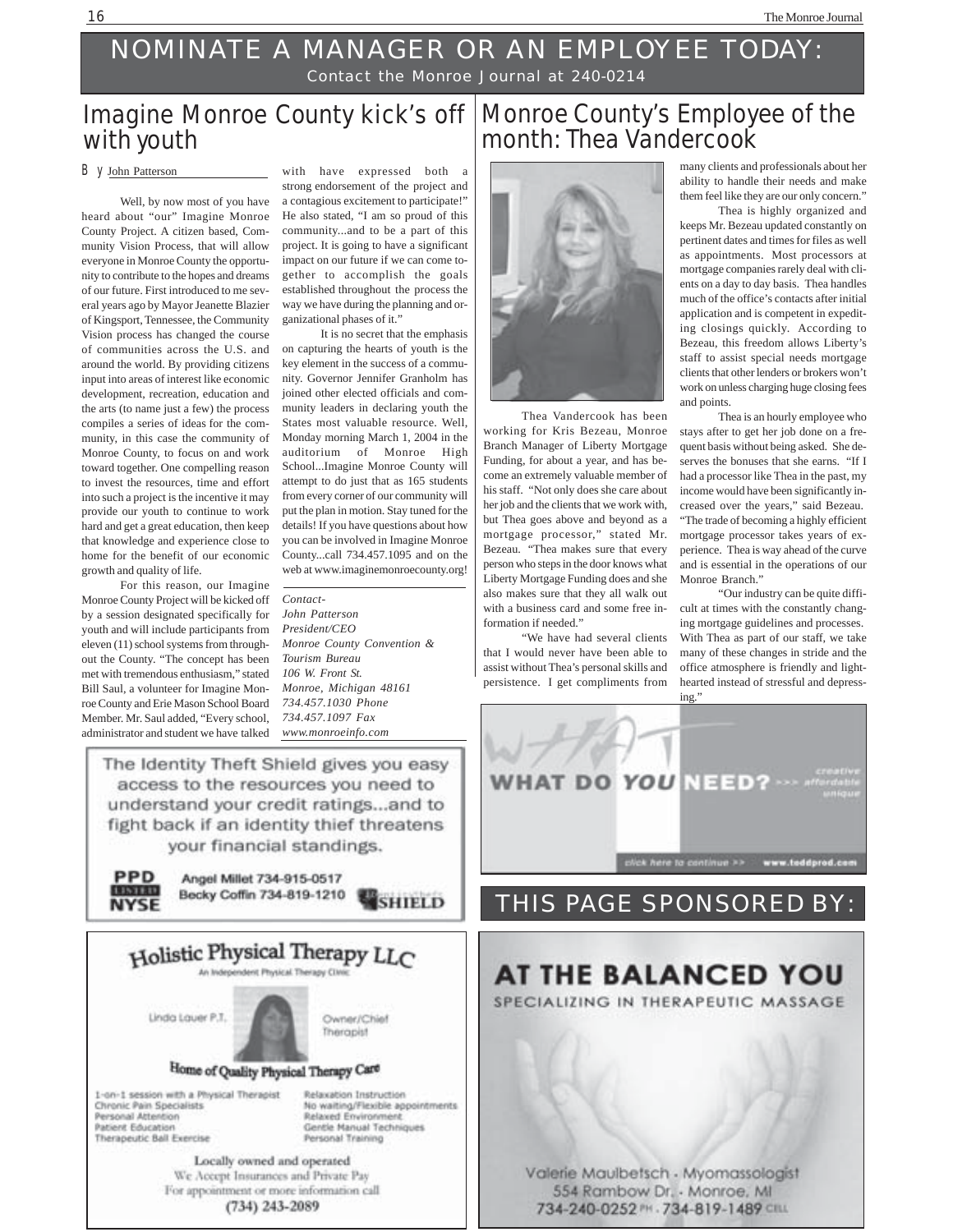# NOMINATE A MANAGER OR AN EMPLOYEE TODAY:

Contact the Monroe Journal at 240-0214

## Imagine Monroe County kick's off with youth

By John Patterson

Well, by now most of you have heard about "our" Imagine Monroe County Project. A citizen based, Community Vision Process, that will allow everyone in Monroe County the opportunity to contribute to the hopes and dreams of our future. First introduced to me several years ago by Mayor Jeanette Blazier of Kingsport, Tennessee, the Community Vision process has changed the course of communities across the U.S. and around the world. By providing citizens input into areas of interest like economic development, recreation, education and the arts (to name just a few) the process compiles a series of ideas for the community, in this case the community of Monroe County, to focus on and work toward together. One compelling reason to invest the resources, time and effort into such a project is the incentive it may provide our youth to continue to work hard and get a great education, then keep that knowledge and experience close to home for the benefit of our economic growth and quality of life.

For this reason, our Imagine Monroe County Project will be kicked off by a session designated specifically for youth and will include participants from eleven (11) school systems from throughout the County. "The concept has been met with tremendous enthusiasm," stated Bill Saul, a volunteer for Imagine Monroe County and Erie Mason School Board Member. Mr. Saul added, "Every school, administrator and student we have talked with have expressed both a strong endorsement of the project and a contagious excitement to participate!" He also stated, "I am so proud of this community...and to be a part of this project. It is going to have a significant impact on our future if we can come together to accomplish the goals established throughout the process the way we have during the planning and organizational phases of it."

It is no secret that the emphasis on capturing the hearts of youth is the key element in the success of a community. Governor Jennifer Granholm has joined other elected officials and community leaders in declaring youth the States most valuable resource. Well, Monday morning March 1, 2004 in the auditorium of Monroe High School...Imagine Monroe County will attempt to do just that as 165 students from every corner of our community will put the plan in motion. Stay tuned for the details! If you have questions about how you can be involved in Imagine Monroe County...call 734.457.1095 and on the web at www.imaginemonroecounty.org!

*Contact-*
*John Patterson*
*President/CEO*
*Monroe County Convention & Tourism Bureau*
*106 W. Front St.*
*Monroe, Michigan 48161*
*734.457.1030 Phone*
*734.457.1097 Fax*
*www.monroeinfo.com*

## Monroe County's Employee of the month: Thea Vandercook

Thea Vandercook has been working for Kris Bezeau, Monroe Branch Manager of Liberty Mortgage Funding, for about a year, and has become an extremely valuable member of his staff. "Not only does she care about her job and the clients that we work with, but Thea goes above and beyond as a mortgage processor," stated Mr. Bezeau. "Thea makes sure that every person who steps in the door knows what Liberty Mortgage Funding does and she also makes sure that they all walk out with a business card and some free information if needed."

"We have had several clients that I would never have been able to assist without Thea's personal skills and persistence. I get compliments from many clients and professionals about her ability to handle their needs and make them feel like they are our only concern."

Thea is highly organized and keeps Mr. Bezeau updated constantly on pertinent dates and times for files as well as appointments. Most processors at mortgage companies rarely deal with clients on a day to day basis. Thea handles much of the office's contacts after initial application and is competent in expediting closings quickly. According to Bezeau, this freedom allows Liberty's staff to assist special needs mortgage clients that other lenders or brokers won't work on unless charging huge closing fees and points.

Thea is an hourly employee who stays after to get her job done on a frequent basis without being asked. She deserves the bonuses that she earns. "If I had a processor like Thea in the past, my income would have been significantly increased over the years," said Bezeau. "The trade of becoming a highly efficient mortgage processor takes years of experience. Thea is way ahead of the curve and is essential in the operations of our Monroe Branch."

"Our industry can be quite difficult at times with the constantly changing mortgage guidelines and processes. With Thea as part of our staff, we take many of these changes in stride and the office atmosphere is friendly and lighthearted instead of stressful and depressing."

---

The Identity Theft Shield gives you easy access to the resources you need to understand your credit ratings...and to fight back if an identity thief threatens your financial standings.

PPD LISTED NYSE

Angel Millet 734-915-0517
Becky Coffin 734-819-1210

SHIELD

---

WHAT DO YOU NEED? >>> creative affordable unique

click here to continue >> www.toddprod.com

---

**Holistic Physical Therapy LLC**
An Independent Physical Therapy Clinic

Linda Lauer P.T. — Owner/Chief Therapist

**Home of Quality Physical Therapy Care**

- 1-on-1 session with a Physical Therapist
- Chronic Pain Specialists
- Personal Attention
- Patient Education
- Therapeutic Ball Exercise
- Relaxation Instruction
- No waiting/Flexible appointments
- Relaxed Environment
- Gentle Manual Techniques
- Personal Training

Locally owned and operated
We Accept Insurances and Private Pay
For appointment or more information call
(734) 243-2089

---

# THIS PAGE SPONSORED BY:

**AT THE BALANCED YOU**
SPECIALIZING IN THERAPEUTIC MASSAGE

Valerie Maulbetsch · Myomassologist
554 Rambow Dr. · Monroe, MI
734-240-0252 PH · 734-819-1489 CELL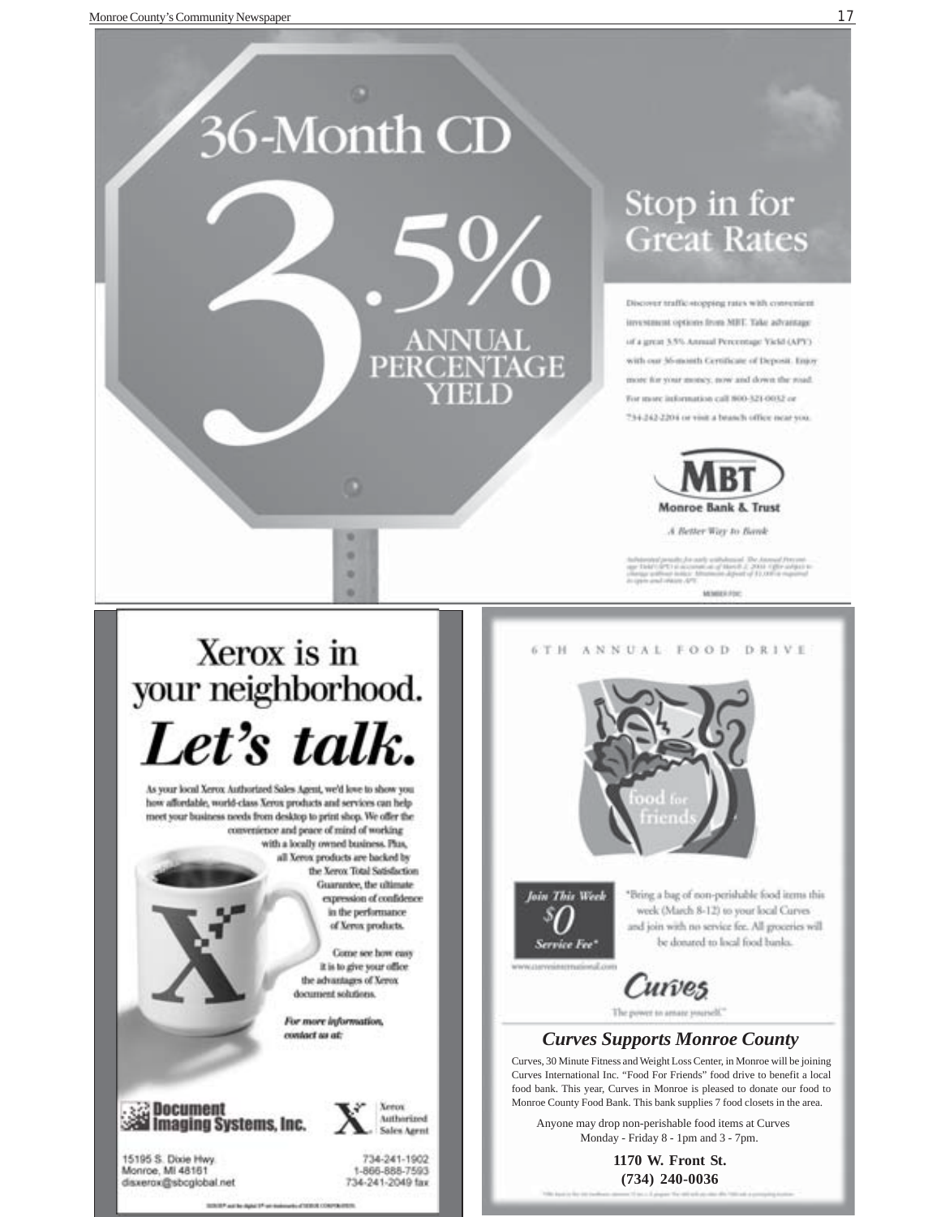# 36-Month CD

# 3.5%

ANNUAL PERCENTAGE YIELD

## Stop in for Great Rates

Discover traffic-stopping rates with convenient investment options from MBT. Take advantage of a great 3.5% Annual Percentage Yield (APY) with our 36-month Certificate of Deposit. Enjoy more for your money, now and down the road. For more information call 800-321-0032 or 734-242-2204 or visit a branch office near you.

**MBT**
**Monroe Bank & Trust**
*A Better Way to Bank*

Substantial penalty for early withdrawal. The Annual Percentage Yield (APY) is accurate as of March 2, 2004. Offer subject to change without notice. Minimum deposit of $1,000 is required to open and obtain APY.

MEMBER FDIC

---

# Xerox is in your neighborhood.

# *Let's talk.*

As your local Xerox Authorized Sales Agent, we'd love to show you how affordable, world-class Xerox products and services can help meet your business needs from desktop to print shop. We offer the convenience and peace of mind of working with a locally owned business. Plus, all Xerox products are backed by the Xerox Total Satisfaction Guarantee, the ultimate expression of confidence in the performance of Xerox products.

Come see how easy it is to give your office the advantages of Xerox document solutions.

***For more information, contact us at:***

**Document Imaging Systems, Inc.**

Xerox Authorized Sales Agent

15195 S. Dixie Hwy.
Monroe, MI 48161
disxerox@sbcglobal.net

734-241-1902
1-866-888-7593
734-241-2049 fax

XEROX® and the digital X® are trademarks of XEROX CORPORATION.

---

6TH ANNUAL FOOD DRIVE

food for friends

*Join This Week*
*$0*
*Service Fee**

"Bring a bag of non-perishable food items this week (March 8-12) to your local Curves and join with no service fee. All groceries will be donated to local food banks.

www.curvesinternational.com

**Curves**
The power to amaze yourself.™

## *Curves Supports Monroe County*

Curves, 30 Minute Fitness and Weight Loss Center, in Monroe will be joining Curves International Inc. "Food For Friends" food drive to benefit a local food bank. This year, Curves in Monroe is pleased to donate our food to Monroe County Food Bank. This bank supplies 7 food closets in the area.

Anyone may drop non-perishable food items at Curves Monday - Friday 8 - 1pm and 3 - 7pm.

**1170 W. Front St.**
**(734) 240-0036**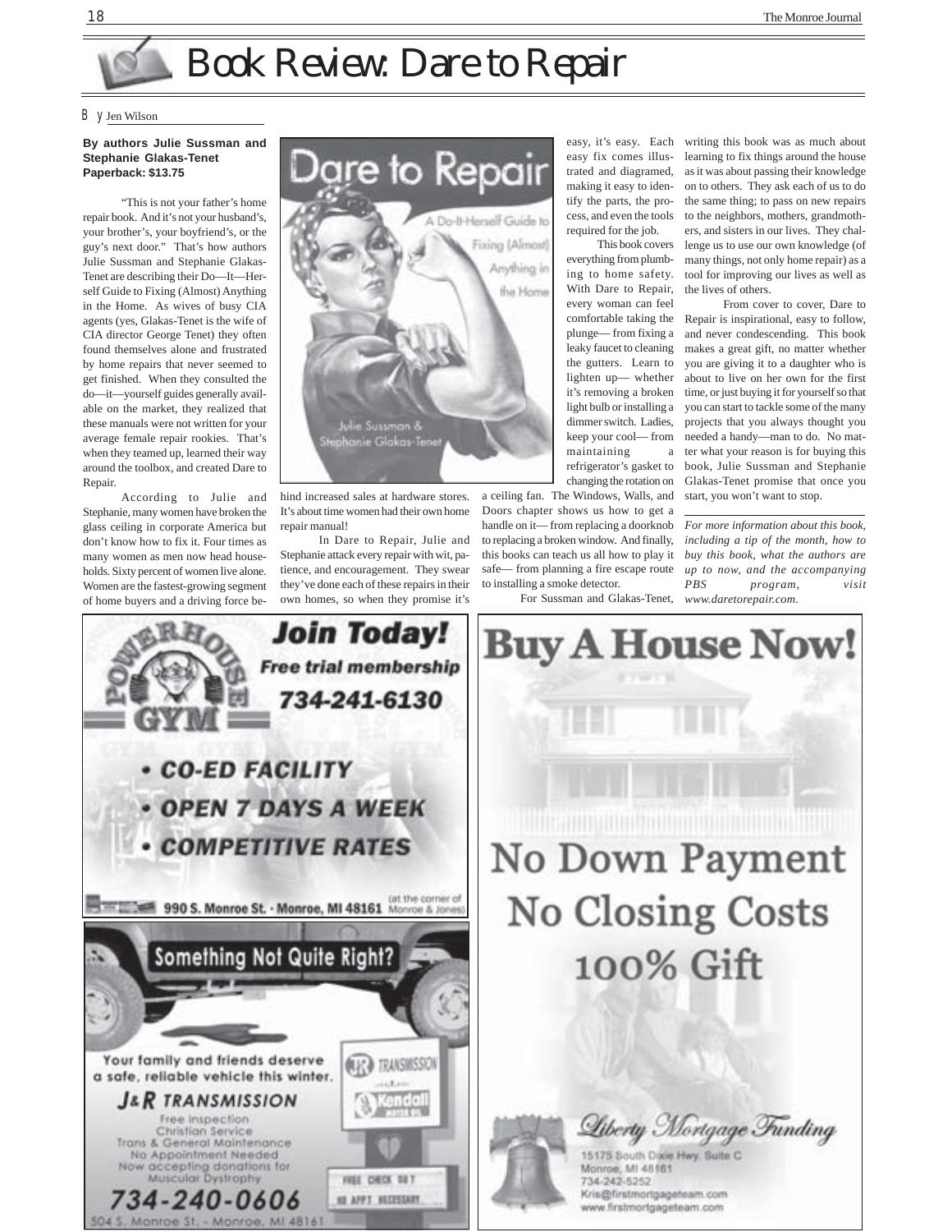#  Book Review: Dare to Repair

By Jen Wilson

**By authors Julie Sussman and Stephanie Glakas-Tenet**
**Paperback: $13.75**

"This is not your father's home repair book. And it's not your husband's, your brother's, your boyfriend's, or the guy's next door." That's how authors Julie Sussman and Stephanie Glakas-Tenet are describing their Do—It—Herself Guide to Fixing (Almost) Anything in the Home. As wives of busy CIA agents (yes, Glakas-Tenet is the wife of CIA director George Tenet) they often found themselves alone and frustrated by home repairs that never seemed to get finished. When they consulted the do—it—yourself guides generally available on the market, they realized that these manuals were not written for your average female repair rookies. That's when they teamed up, learned their way around the toolbox, and created Dare to Repair.

According to Julie and Stephanie, many women have broken the glass ceiling in corporate America but don't know how to fix it. Four times as many women as men now head households. Sixty percent of women live alone. Women are the fastest-growing segment of home buyers and a driving force behind increased sales at hardware stores. It's about time women had their own home repair manual!

In Dare to Repair, Julie and Stephanie attack every repair with wit, patience, and encouragement. They swear they've done each of these repairs in their own homes, so when they promise it's easy, it's easy. Each easy fix comes illustrated and diagramed, making it easy to identify the parts, the process, and even the tools required for the job.

This book covers everything from plumbing to home safety. With Dare to Repair, every woman can feel comfortable taking the plunge— from fixing a leaky faucet to cleaning the gutters. Learn to lighten up— whether it's removing a broken light bulb or installing a dimmer switch. Ladies, keep your cool— from maintaining a refrigerator's gasket to changing the rotation on a ceiling fan. The Windows, Walls, and Doors chapter shows us how to get a handle on it— from replacing a doorknob to replacing a broken window. And finally, this books can teach us all how to play it safe— from planning a fire escape route to installing a smoke detector.

For Sussman and Glakas-Tenet, writing this book was as much about learning to fix things around the house as it was about passing their knowledge on to others. They ask each of us to do the same thing; to pass on new repairs to the neighbors, mothers, grandmothers, and sisters in our lives. They challenge us to use our own knowledge (of many things, not only home repair) as a tool for improving our lives as well as the lives of others.

From cover to cover, Dare to Repair is inspirational, easy to follow, and never condescending. This book makes a great gift, no matter whether you are giving it to a daughter who is about to live on her own for the first time, or just buying it for yourself so that you can start to tackle some of the many projects that you always thought you needed a handy—man to do. No matter what your reason is for buying this book, Julie Sussman and Stephanie Glakas-Tenet promise that once you start, you won't want to stop.

*For more information about this book, including a tip of the month, how to buy this book, what the authors are up to now, and the accompanying PBS program, visit www.daretorepair.com.*

---

**POWERHOUSE GYM**

**Join Today!**
**Free trial membership**
**734-241-6130**

- CO-ED FACILITY
- OPEN 7 DAYS A WEEK
- COMPETITIVE RATES

990 S. Monroe St. · Monroe, MI 48161 (at the corner of Monroe & Jones)

---

**Something Not Quite Right?**

Your family and friends deserve a safe, reliable vehicle this winter.

**J&R TRANSMISSION**

Free Inspection
Christian Service
Trans & General Maintenance
No Appointment Needed
Now accepting donations for Muscular Dystrophy

**734-240-0606**

504 S. Monroe St. - Monroe, MI 48161

---

**Buy A House Now!**

**No Down Payment**
**No Closing Costs**
**100% Gift**

Liberty Mortgage Funding
15175 South Dixie Hwy, Suite C
Monroe, MI 48161
734-242-5252
Kris@firstmortgageteam.com
www.firstmortgageteam.com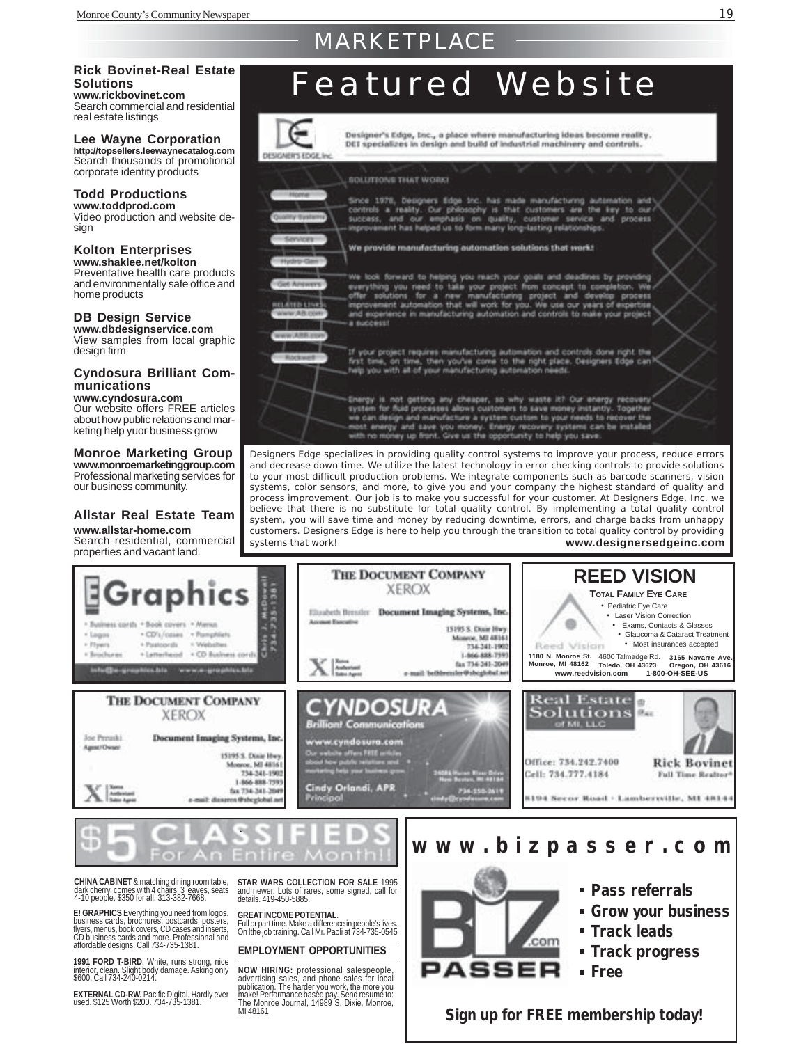# MARKETPLACE

**Rick Bovinet-Real Estate Solutions**
**www.rickbovinet.com**
Search commercial and residential real estate listings

**Lee Wayne Corporation**
**http://topsellers.leewaynecatalog.com**
Search thousands of promotional corporate identity products

**Todd Productions**
**www.toddprod.com**
Video production and website design

**Kolton Enterprises**
**www.shaklee.net/kolton**
Preventative health care products and environmentally safe office and home products

**DB Design Service**
**www.dbdesignservice.com**
View samples from local graphic design firm

**Cyndosura Brilliant Communications**
**www.cyndosura.com**
Our website offers FREE articles about how public relations and marketing help yuor business grow

**Monroe Marketing Group**
**www.monroemarketinggroup.com**
Professional marketing services for our business community.

**Allstar Real Estate Team**
**www.allstar-home.com**
Search residential, commercial properties and vacant land.

## Featured Website

Designer's Edge, Inc., a place where manufacturing ideas become reality. DEI specializes in design and build of industrial machinery and controls.

SOLUTIONS THAT WORK!

Since 1978, Designers Edge Inc. has made manufacturing automation and controls a reality. Our philosophy is that customers are the key to our success, and our emphasis on quality, customer service and process improvement has helped us to form many long-lasting relationships.

We provide manufacturing automation solutions that work!

We look forward to helping you reach your goals and deadlines by providing everything you need to take your project from concept to completion. We offer solutions for a new manufacturing project and develop process improvement automation that will work for you. We use our years of expertise and experience in manufacturing automation and controls to make your project a success!

If your project requires manufacturing automation and controls done right the first time, on time, then you've come to the right place. Designers Edge can help you with all of your manufacturing automation needs.

Energy is not getting any cheaper, so why waste it? Our energy recovery system for fluid processes allows customers to save money instantly. Together we can design and manufacture a system custom to your needs to recover the most energy and save you money. Energy recovery systems can be installed with no money up front. Give us the opportunity to help you save.

Designers Edge specializes in providing quality control systems to improve your process, reduce errors and decrease down time. We utilize the latest technology in error checking controls to provide solutions to your most difficult production problems. We integrate components such as barcode scanners, vision systems, color sensors, and more, to give you and your company the highest standard of quality and process improvement. Our job is to make you successful for your customer. At Designers Edge, Inc. we believe that there is no substitute for total quality control. By implementing a total quality control system, you will save time and money by reducing downtime, errors, and charge backs from unhappy customers. Designers Edge is here to help you through the transition to total quality control by providing systems that work! **www.designersedgeinc.com**

**E Graphics**
- Business cards
- Logos
- Flyers
- Brochures
- Book covers
- CD's/cases
- Postcards
- Letterhead
- Menus
- Pamphlets
- Websites
- CD Business cards

Chris J. McDowell 734-735-1381
info@e-graphics.biz www.e-graphics.biz

**THE DOCUMENT COMPANY XEROX**
Elizabeth Bressler, Account Executive
Document Imaging Systems, Inc.
15195 S. Dixie Hwy. Monroe, MI 48161
734-241-1902
1-866-888-7593
fax 734-241-2049
e-mail: bethbressler@sbcglobal.net

**REED VISION**
TOTAL FAMILY EYE CARE
- Pediatric Eye Care
- Laser Vision Correction
- Exams, Contacts & Glasses
- Glaucoma & Cataract Treatment
- Most insurances accepted

1180 N. Monroe St. Monroe, MI 48162 | 4600 Talmadge Rd. Toledo, OH 43623 | 3165 Navarre Ave. Oregon, OH 43616
www.reedvision.com 1-800-OH-SEE-US

**THE DOCUMENT COMPANY XEROX**
Joe Peruski, Agent/Owner
Document Imaging Systems, Inc.
15195 S. Dixie Hwy. Monroe, MI 48161
734-241-1902
1-866-888-7593
fax 734-241-2049
e-mail: dissmon@sbcglobal.net

**CYNDOSURA Brilliant Communications**
www.cyndosura.com
Our website offers FREE articles about how public relations and marketing help your business grow.
Cindy Orlandi, APR, Principal
24086 Huron River Drive New Boston, MI 48164
734-250-3619
cindy@cyndosura.com

**Real Estate Solutions of MI, LLC**
Rick Bovinet, Full Time Realtor®
Office: 734.242.7400
Cell: 734.777.4184
8194 Secor Road • Lambertville, MI 48144

## $5 CLASSIFIEDS For An Entire Month!!

**CHINA CABINET** & matching dining room table, dark cherry, comes with 4 chairs, 3 leaves, seats 4-10 people. $350 for all. 313-382-7668.

**E! GRAPHICS** Everything you need from logos, business cards, brochures, postcards, posters, flyers, menus, book covers, CD cases and inserts, CD business cards and more. Professional and affordable designs! Call 734-735-1381.

**1991 FORD T-BIRD**. White, runs strong, nice interior, clean. Slight body damage. Asking only $600. Call 734-240-0214.

**EXTERNAL CD-RW.** Pacific Digital. Hardly ever used. $125 Worth $200. 734-735-1381.

**STAR WARS COLLECTION FOR SALE** 1995 and newer. Lots of rares, some signed, call for details. 419-450-5885.

**GREAT INCOME POTENTIAL.** Full or part time. Make a difference in people's lives. On lthe job training. Call Mr. Paoli at 734-735-0545

### EMPLOYMENT OPPORTUNITIES

**NOW HIRING:** professional salespeople, advertising sales, and phone sales for local publication. The harder you work, the more you make! Performance based pay. Send resume to: The Monroe Journal, 14989 S. Dixie, Monroe, MI 48161

## www.bizpasser.com

BIZ PASSER .com

- Pass referrals
- Grow your business
- Track leads
- Track progress
- Free

**Sign up for FREE membership today!**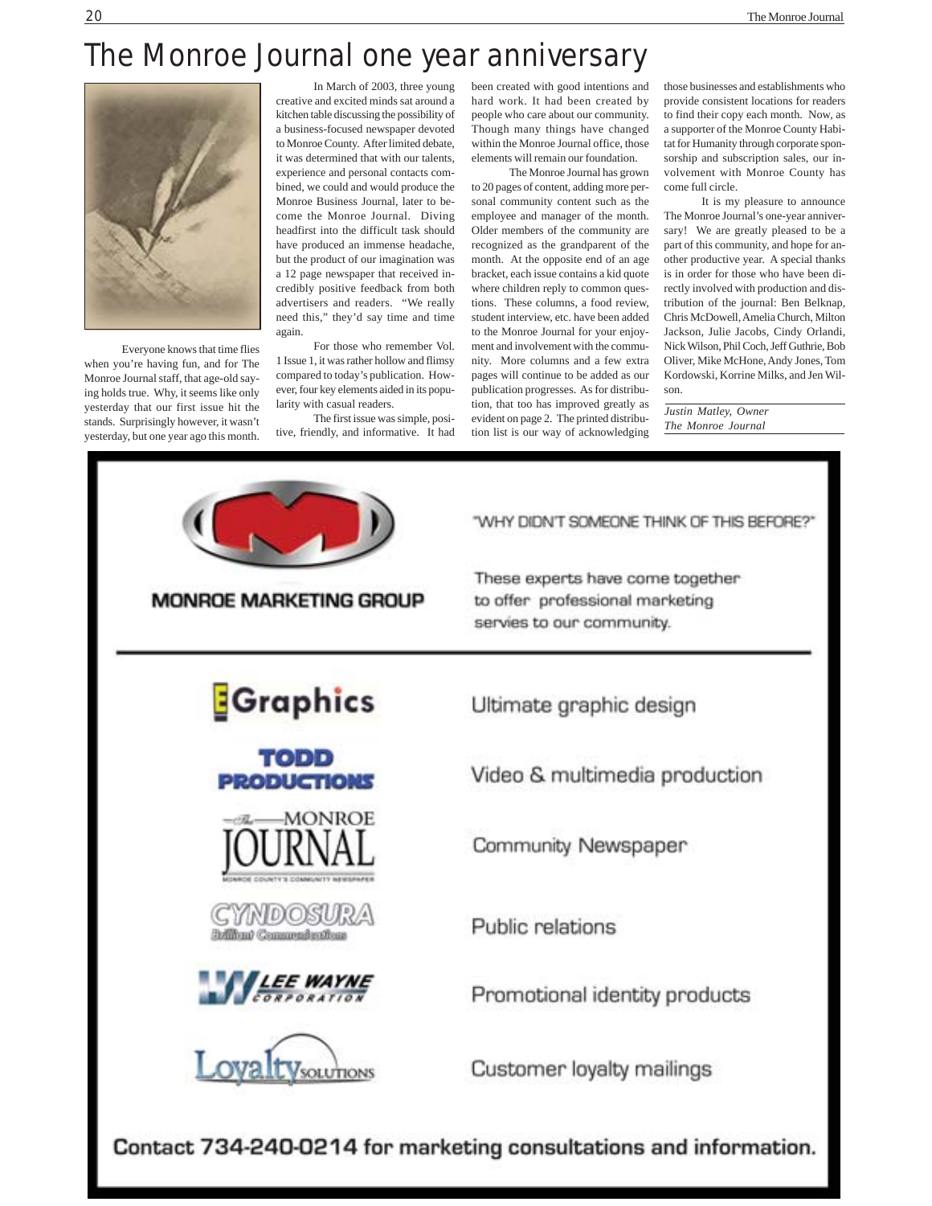# The Monroe Journal one year anniversary

Everyone knows that time flies when you're having fun, and for The Monroe Journal staff, that age-old saying holds true. Why, it seems like only yesterday that our first issue hit the stands. Surprisingly however, it wasn't yesterday, but one year ago this month.

In March of 2003, three young creative and excited minds sat around a kitchen table discussing the possibility of a business-focused newspaper devoted to Monroe County. After limited debate, it was determined that with our talents, experience and personal contacts combined, we could and would produce the Monroe Business Journal, later to become the Monroe Journal. Diving headfirst into the difficult task should have produced an immense headache, but the product of our imagination was a 12 page newspaper that received incredibly positive feedback from both advertisers and readers. "We really need this," they'd say time and time again.

For those who remember Vol. 1 Issue 1, it was rather hollow and flimsy compared to today's publication. However, four key elements aided in its popularity with casual readers.

The first issue was simple, positive, friendly, and informative. It had been created with good intentions and hard work. It had been created by people who care about our community. Though many things have changed within the Monroe Journal office, those elements will remain our foundation.

The Monroe Journal has grown to 20 pages of content, adding more personal community content such as the employee and manager of the month. Older members of the community are recognized as the grandparent of the month. At the opposite end of an age bracket, each issue contains a kid quote where children reply to common questions. These columns, a food review, student interview, etc. have been added to the Monroe Journal for your enjoyment and involvement with the community. More columns and a few extra pages will continue to be added as our publication progresses. As for distribution, that too has improved greatly as evident on page 2. The printed distribution list is our way of acknowledging those businesses and establishments who provide consistent locations for readers to find their copy each month. Now, as a supporter of the Monroe County Habitat for Humanity through corporate sponsorship and subscription sales, our involvement with Monroe County has come full circle.

It is my pleasure to announce The Monroe Journal's one-year anniversary! We are greatly pleased to be a part of this community, and hope for another productive year. A special thanks is in order for those who have been directly involved with production and distribution of the journal: Ben Belknap, Chris McDowell, Amelia Church, Milton Jackson, Julie Jacobs, Cindy Orlandi, Nick Wilson, Phil Coch, Jeff Guthrie, Bob Oliver, Mike McHone, Andy Jones, Tom Kordowski, Korrine Milks, and Jen Wilson.

*Justin Matley, Owner*
*The Monroe Journal*

---

**MONROE MARKETING GROUP**

"WHY DIDN'T SOMEONE THINK OF THIS BEFORE?"

These experts have come together to offer professional marketing servies to our community.

- **EGraphics** — Ultimate graphic design
- **TODD PRODUCTIONS** — Video & multimedia production
- **The MONROE JOURNAL** (Monroe County's Community Newspaper) — Community Newspaper
- **CYNDOSURA** (Brilliant Communications) — Public relations
- **LEE WAYNE CORPORATION** — Promotional identity products
- **Loyalty SOLUTIONS** — Customer loyalty mailings

**Contact 734-240-0214 for marketing consultations and information.**